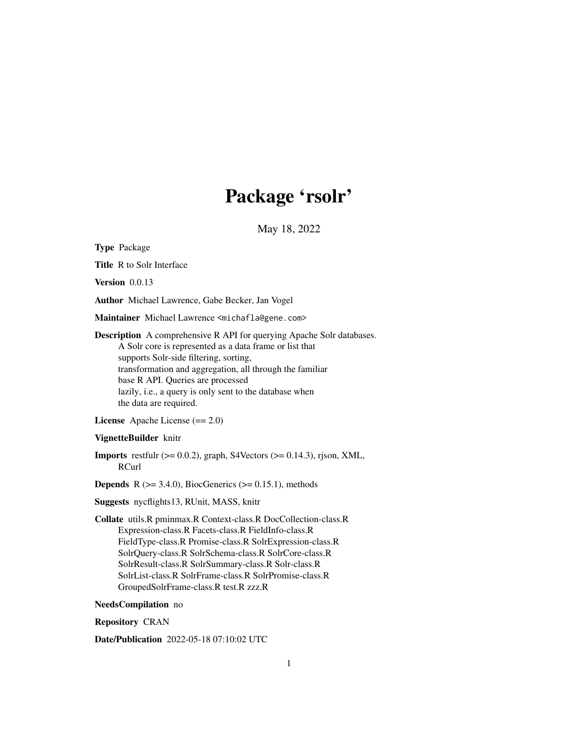# Package 'rsolr'

May 18, 2022

**Type** Package

**Title** R to Solr Interface

**Version** 0.0.13

**Author** Michael Lawrence, Gabe Becker, Jan Vogel

**Maintainer** Michael Lawrence <michafla@gene.com>

**Description** A comprehensive R API for querying Apache Solr databases. A Solr core is represented as a data frame or list that supports Solr-side filtering, sorting, transformation and aggregation, all through the familiar base R API. Queries are processed lazily, i.e., a query is only sent to the database when the data are required.

**License** Apache License (== 2.0)

**VignetteBuilder** knitr

**Imports** restfulr (>= 0.0.2), graph, S4Vectors (>= 0.14.3), rjson, XML, RCurl

**Depends** R (>= 3.4.0), BiocGenerics (>= 0.15.1), methods

**Suggests** nycflights13, RUnit, MASS, knitr

**Collate** utils.R pminmax.R Context-class.R DocCollection-class.R Expression-class.R Facets-class.R FieldInfo-class.R FieldType-class.R Promise-class.R SolrExpression-class.R SolrQuery-class.R SolrSchema-class.R SolrCore-class.R SolrResult-class.R SolrSummary-class.R Solr-class.R SolrList-class.R SolrFrame-class.R SolrPromise-class.R GroupedSolrFrame-class.R test.R zzz.R

**NeedsCompilation** no

**Repository** CRAN

**Date/Publication** 2022-05-18 07:10:02 UTC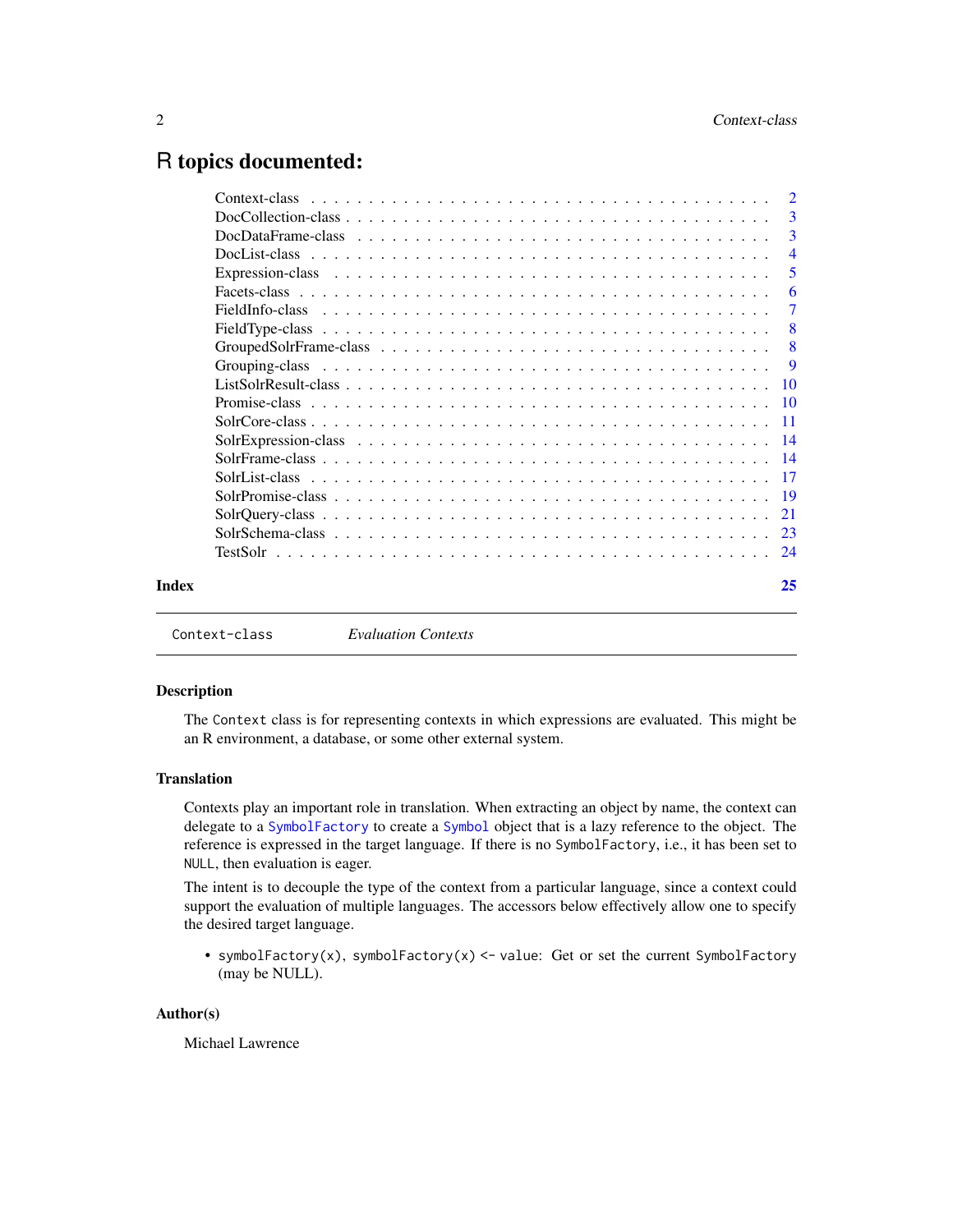# R topics documented:

| | |
|---|---|
| Context-class | 2 |
| DocCollection-class | 3 |
| DocDataFrame-class | 3 |
| DocList-class | 4 |
| Expression-class | 5 |
| Facets-class | 6 |
| FieldInfo-class | 7 |
| FieldType-class | 8 |
| GroupedSolrFrame-class | 8 |
| Grouping-class | 9 |
| ListSolrResult-class | 10 |
| Promise-class | 10 |
| SolrCore-class | 11 |
| SolrExpression-class | 14 |
| SolrFrame-class | 14 |
| SolrList-class | 17 |
| SolrPromise-class | 19 |
| SolrQuery-class | 21 |
| SolrSchema-class | 23 |
| TestSolr | 24 |

**Index** **25**

---

`Context-class` *Evaluation Contexts*

---

## Description

The `Context` class is for representing contexts in which expressions are evaluated. This might be an R environment, a database, or some other external system.

## Translation

Contexts play an important role in translation. When extracting an object by name, the context can delegate to a `SymbolFactory` to create a `Symbol` object that is a lazy reference to the object. The reference is expressed in the target language. If there is no `SymbolFactory`, i.e., it has been set to `NULL`, then evaluation is eager.

The intent is to decouple the type of the context from a particular language, since a context could support the evaluation of multiple languages. The accessors below effectively allow one to specify the desired target language.

- `symbolFactory(x)`, `symbolFactory(x) <- value`: Get or set the current `SymbolFactory` (may be NULL).

## Author(s)

Michael Lawrence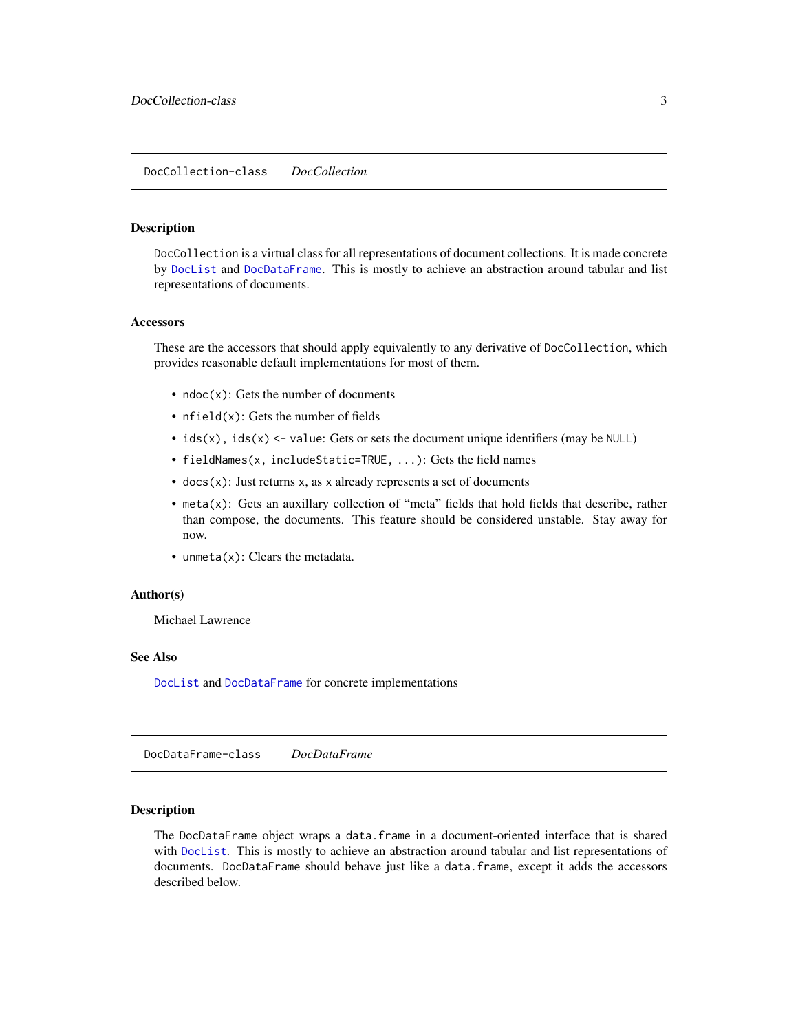## DocCollection-class    *DocCollection*

### Description

`DocCollection` is a virtual class for all representations of document collections. It is made concrete by `DocList` and `DocDataFrame`. This is mostly to achieve an abstraction around tabular and list representations of documents.

### Accessors

These are the accessors that should apply equivalently to any derivative of `DocCollection`, which provides reasonable default implementations for most of them.

- `ndoc(x)`: Gets the number of documents
- `nfield(x)`: Gets the number of fields
- `ids(x), ids(x) <- value`: Gets or sets the document unique identifiers (may be `NULL`)
- `fieldNames(x, includeStatic=TRUE, ...)`: Gets the field names
- `docs(x)`: Just returns `x`, as `x` already represents a set of documents
- `meta(x)`: Gets an auxillary collection of "meta" fields that hold fields that describe, rather than compose, the documents. This feature should be considered unstable. Stay away for now.
- `unmeta(x)`: Clears the metadata.

### Author(s)

Michael Lawrence

### See Also

`DocList` and `DocDataFrame` for concrete implementations

## DocDataFrame-class    *DocDataFrame*

### Description

The `DocDataFrame` object wraps a `data.frame` in a document-oriented interface that is shared with `DocList`. This is mostly to achieve an abstraction around tabular and list representations of documents. `DocDataFrame` should behave just like a `data.frame`, except it adds the accessors described below.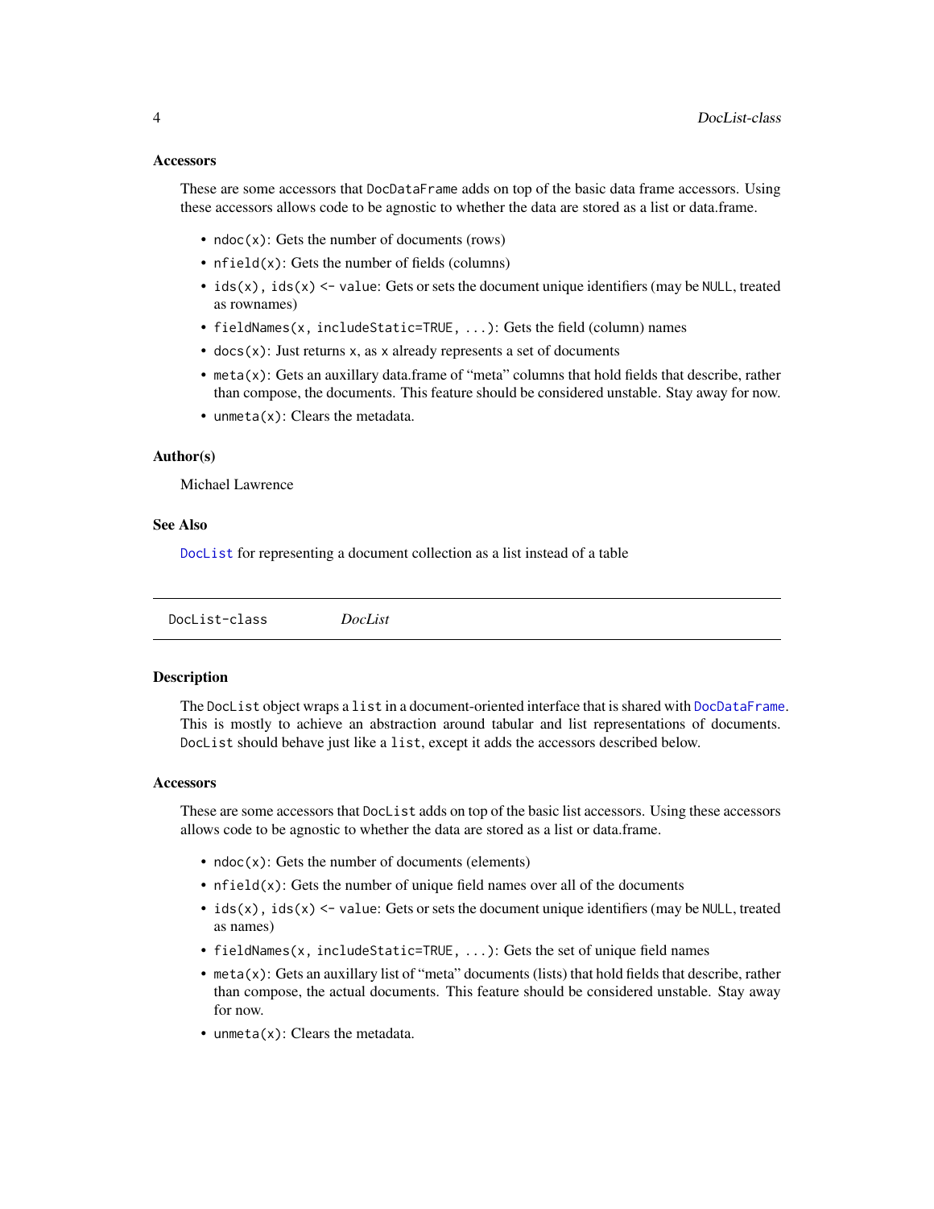### Accessors

These are some accessors that `DocDataFrame` adds on top of the basic data frame accessors. Using these accessors allows code to be agnostic to whether the data are stored as a list or data.frame.

- `ndoc(x)`: Gets the number of documents (rows)
- `nfield(x)`: Gets the number of fields (columns)
- `ids(x), ids(x) <- value`: Gets or sets the document unique identifiers (may be `NULL`, treated as rownames)
- `fieldNames(x, includeStatic=TRUE, ...)`: Gets the field (column) names
- `docs(x)`: Just returns `x`, as `x` already represents a set of documents
- `meta(x)`: Gets an auxillary data.frame of "meta" columns that hold fields that describe, rather than compose, the documents. This feature should be considered unstable. Stay away for now.
- `unmeta(x)`: Clears the metadata.

### Author(s)

Michael Lawrence

### See Also

`DocList` for representing a document collection as a list instead of a table

---

## DocList-class — *DocList*

---

### Description

The `DocList` object wraps a `list` in a document-oriented interface that is shared with `DocDataFrame`. This is mostly to achieve an abstraction around tabular and list representations of documents. `DocList` should behave just like a `list`, except it adds the accessors described below.

### Accessors

These are some accessors that `DocList` adds on top of the basic list accessors. Using these accessors allows code to be agnostic to whether the data are stored as a list or data.frame.

- `ndoc(x)`: Gets the number of documents (elements)
- `nfield(x)`: Gets the number of unique field names over all of the documents
- `ids(x), ids(x) <- value`: Gets or sets the document unique identifiers (may be `NULL`, treated as names)
- `fieldNames(x, includeStatic=TRUE, ...)`: Gets the set of unique field names
- `meta(x)`: Gets an auxillary list of "meta" documents (lists) that hold fields that describe, rather than compose, the actual documents. This feature should be considered unstable. Stay away for now.
- `unmeta(x)`: Clears the metadata.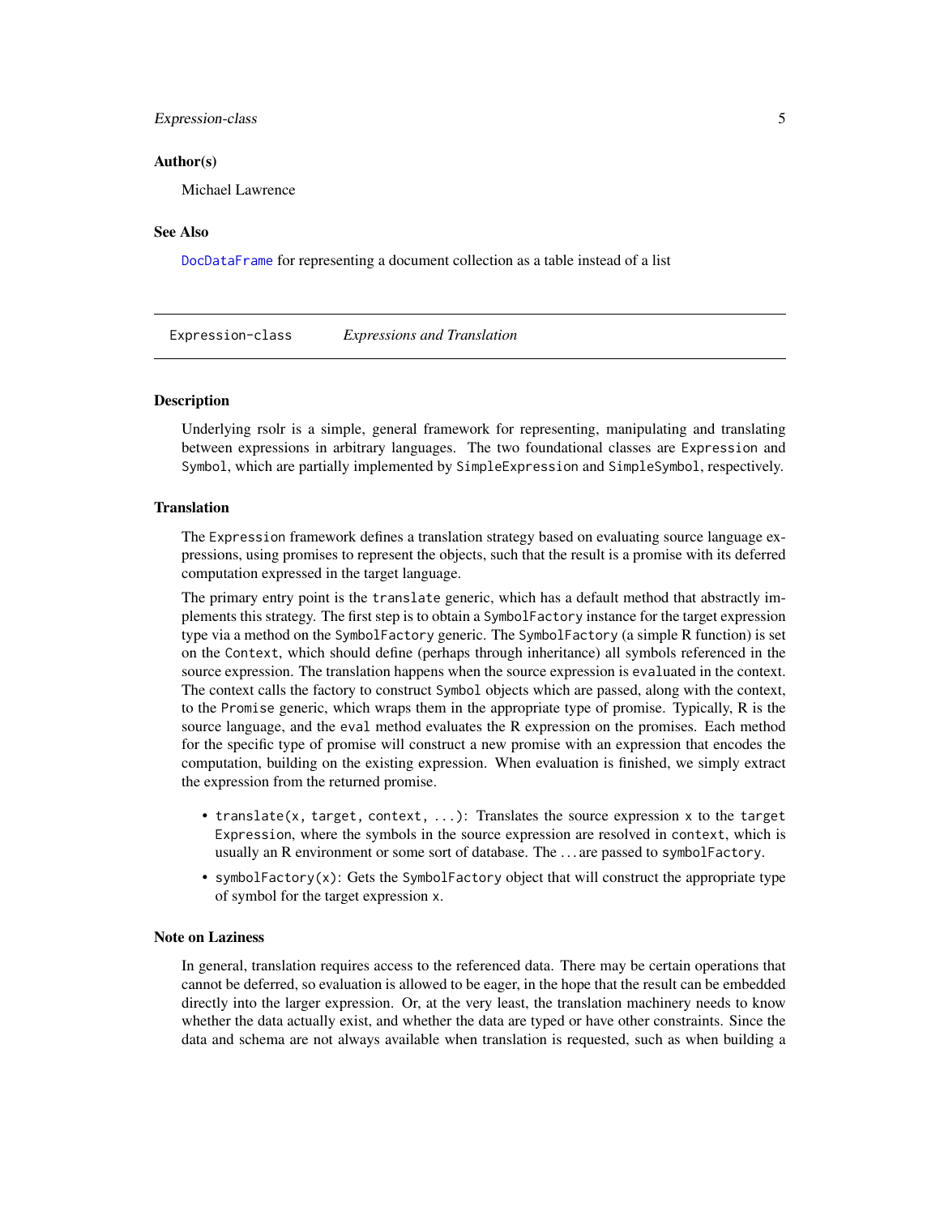### Author(s)

Michael Lawrence

### See Also

DocDataFrame for representing a document collection as a table instead of a list

---

## Expression-class — *Expressions and Translation*

---

### Description

Underlying rsolr is a simple, general framework for representing, manipulating and translating between expressions in arbitrary languages. The two foundational classes are `Expression` and `Symbol`, which are partially implemented by `SimpleExpression` and `SimpleSymbol`, respectively.

### Translation

The `Expression` framework defines a translation strategy based on evaluating source language expressions, using promises to represent the objects, such that the result is a promise with its deferred computation expressed in the target language.

The primary entry point is the `translate` generic, which has a default method that abstractly implements this strategy. The first step is to obtain a `SymbolFactory` instance for the target expression type via a method on the `SymbolFactory` generic. The `SymbolFactory` (a simple R function) is set on the `Context`, which should define (perhaps through inheritance) all symbols referenced in the source expression. The translation happens when the source expression is `eval`uated in the context. The context calls the factory to construct `Symbol` objects which are passed, along with the context, to the `Promise` generic, which wraps them in the appropriate type of promise. Typically, R is the source language, and the `eval` method evaluates the R expression on the promises. Each method for the specific type of promise will construct a new promise with an expression that encodes the computation, building on the existing expression. When evaluation is finished, we simply extract the expression from the returned promise.

- `translate(x, target, context, ...)`: Translates the source expression `x` to the `target` `Expression`, where the symbols in the source expression are resolved in `context`, which is usually an R environment or some sort of database. The ... are passed to `symbolFactory`.
- `symbolFactory(x)`: Gets the `SymbolFactory` object that will construct the appropriate type of symbol for the target expression `x`.

### Note on Laziness

In general, translation requires access to the referenced data. There may be certain operations that cannot be deferred, so evaluation is allowed to be eager, in the hope that the result can be embedded directly into the larger expression. Or, at the very least, the translation machinery needs to know whether the data actually exist, and whether the data are typed or have other constraints. Since the data and schema are not always available when translation is requested, such as when building a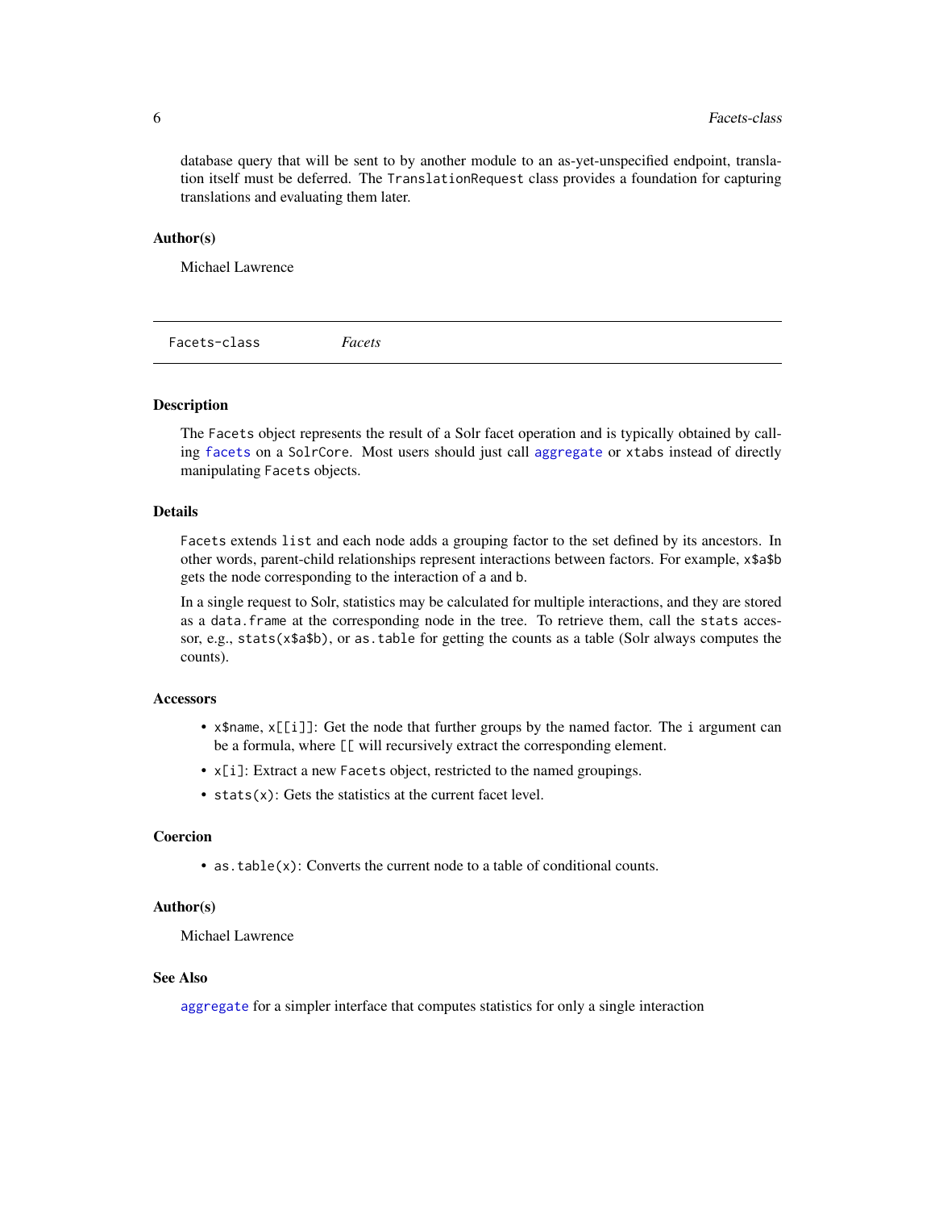database query that will be sent to by another module to an as-yet-unspecified endpoint, translation itself must be deferred. The `TranslationRequest` class provides a foundation for capturing translations and evaluating them later.

### Author(s)

Michael Lawrence

---

## Facets-class &nbsp;&nbsp;&nbsp;&nbsp; *Facets*

---

### Description

The `Facets` object represents the result of a Solr facet operation and is typically obtained by calling `facets` on a `SolrCore`. Most users should just call `aggregate` or `xtabs` instead of directly manipulating `Facets` objects.

### Details

`Facets` extends `list` and each node adds a grouping factor to the set defined by its ancestors. In other words, parent-child relationships represent interactions between factors. For example, `x$a$b` gets the node corresponding to the interaction of `a` and `b`.

In a single request to Solr, statistics may be calculated for multiple interactions, and they are stored as a `data.frame` at the corresponding node in the tree. To retrieve them, call the `stats` accessor, e.g., `stats(x$a$b)`, or `as.table` for getting the counts as a table (Solr always computes the counts).

### Accessors

- `x$name`, `x[[i]]`: Get the node that further groups by the named factor. The `i` argument can be a formula, where `[[` will recursively extract the corresponding element.
- `x[i]`: Extract a new `Facets` object, restricted to the named groupings.
- `stats(x)`: Gets the statistics at the current facet level.

### Coercion

- `as.table(x)`: Converts the current node to a table of conditional counts.

### Author(s)

Michael Lawrence

### See Also

`aggregate` for a simpler interface that computes statistics for only a single interaction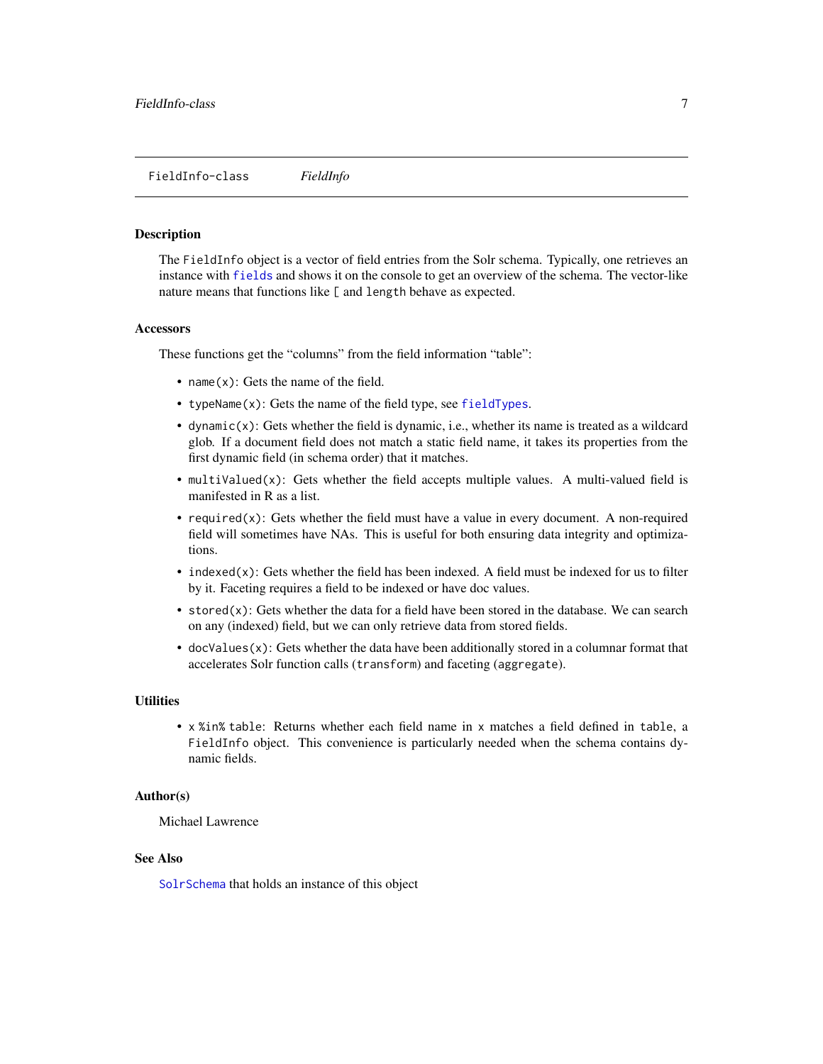FieldInfo-class *FieldInfo*

## Description

The `FieldInfo` object is a vector of field entries from the Solr schema. Typically, one retrieves an instance with `fields` and shows it on the console to get an overview of the schema. The vector-like nature means that functions like `[` and `length` behave as expected.

## Accessors

These functions get the "columns" from the field information "table":

- `name(x)`: Gets the name of the field.
- `typeName(x)`: Gets the name of the field type, see `fieldTypes`.
- `dynamic(x)`: Gets whether the field is dynamic, i.e., whether its name is treated as a wildcard glob. If a document field does not match a static field name, it takes its properties from the first dynamic field (in schema order) that it matches.
- `multiValued(x)`: Gets whether the field accepts multiple values. A multi-valued field is manifested in R as a list.
- `required(x)`: Gets whether the field must have a value in every document. A non-required field will sometimes have NAs. This is useful for both ensuring data integrity and optimizations.
- `indexed(x)`: Gets whether the field has been indexed. A field must be indexed for us to filter by it. Faceting requires a field to be indexed or have doc values.
- `stored(x)`: Gets whether the data for a field have been stored in the database. We can search on any (indexed) field, but we can only retrieve data from stored fields.
- `docValues(x)`: Gets whether the data have been additionally stored in a columnar format that accelerates Solr function calls (`transform`) and faceting (`aggregate`).

## Utilities

- `x %in% table`: Returns whether each field name in `x` matches a field defined in `table`, a `FieldInfo` object. This convenience is particularly needed when the schema contains dynamic fields.

## Author(s)

Michael Lawrence

## See Also

`SolrSchema` that holds an instance of this object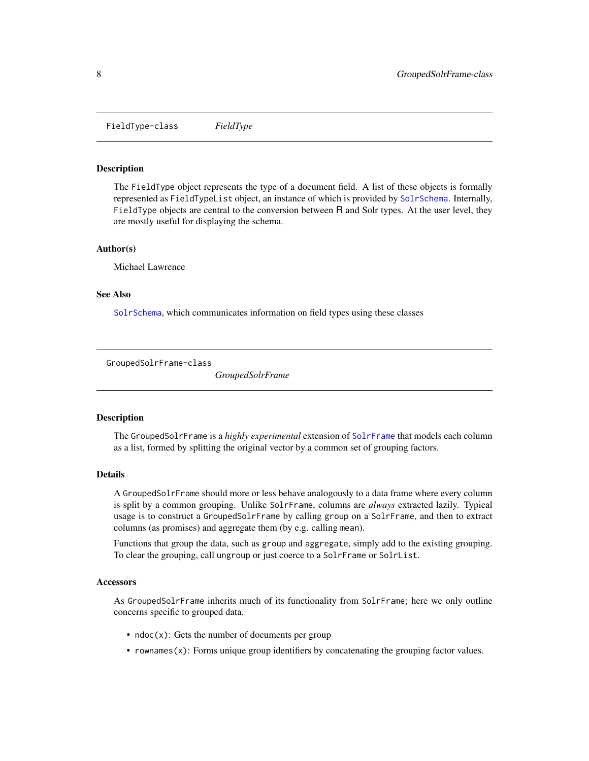## FieldType-class *FieldType*

### Description

The `FieldType` object represents the type of a document field. A list of these objects is formally represented as `FieldTypeList` object, an instance of which is provided by `SolrSchema`. Internally, `FieldType` objects are central to the conversion between R and Solr types. At the user level, they are mostly useful for displaying the schema.

### Author(s)

Michael Lawrence

### See Also

`SolrSchema`, which communicates information on field types using these classes

## GroupedSolrFrame-class *GroupedSolrFrame*

### Description

The `GroupedSolrFrame` is a *highly experimental* extension of `SolrFrame` that models each column as a list, formed by splitting the original vector by a common set of grouping factors.

### Details

A `GroupedSolrFrame` should more or less behave analogously to a data frame where every column is split by a common grouping. Unlike `SolrFrame`, columns are *always* extracted lazily. Typical usage is to construct a `GroupedSolrFrame` by calling `group` on a `SolrFrame`, and then to extract columns (as promises) and aggregate them (by e.g. calling `mean`).

Functions that group the data, such as `group` and `aggregate`, simply add to the existing grouping. To clear the grouping, call `ungroup` or just coerce to a `SolrFrame` or `SolrList`.

### Accessors

As `GroupedSolrFrame` inherits much of its functionality from `SolrFrame`; here we only outline concerns specific to grouped data.

- `ndoc(x)`: Gets the number of documents per group
- `rownames(x)`: Forms unique group identifiers by concatenating the grouping factor values.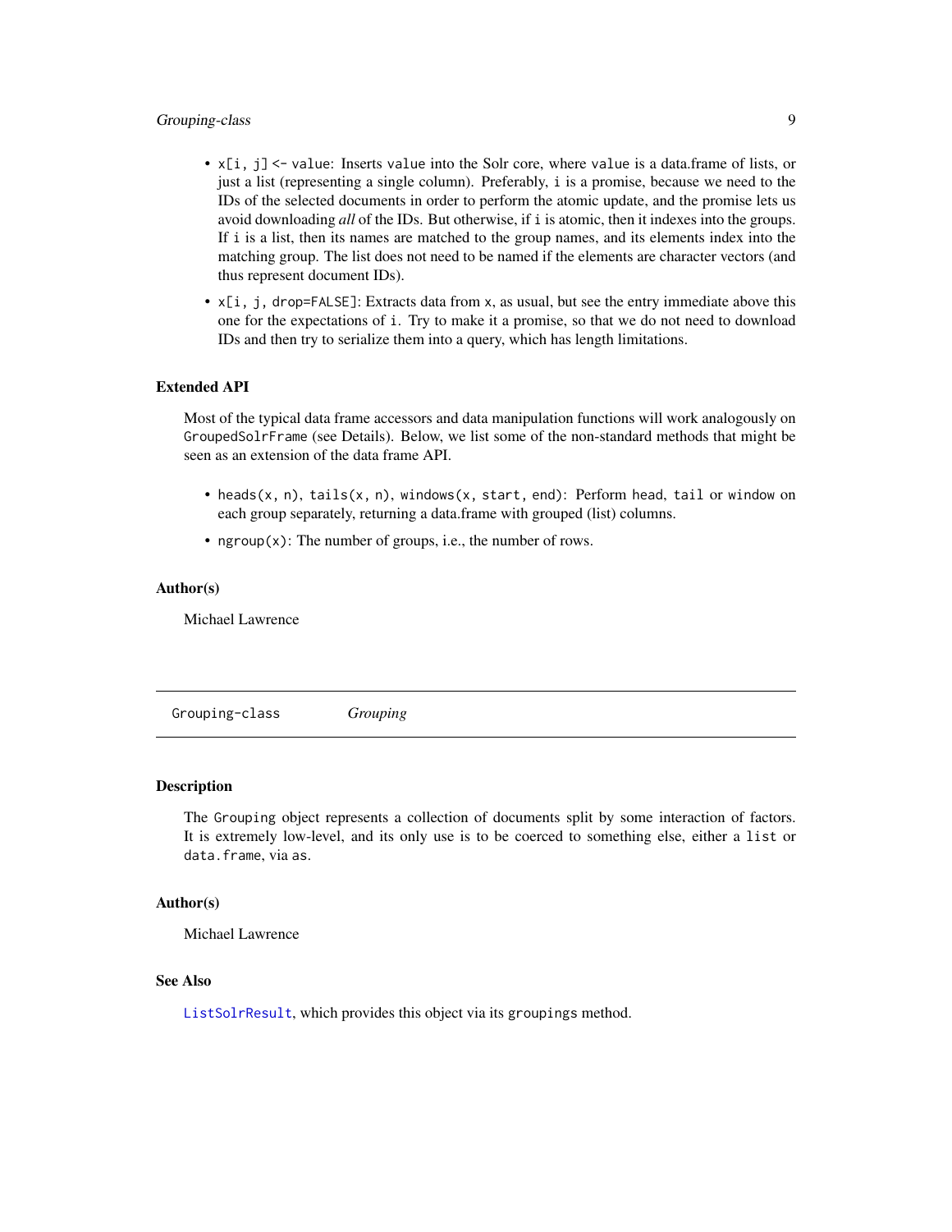- `x[i, j] <- value`: Inserts `value` into the Solr core, where `value` is a data.frame of lists, or just a list (representing a single column). Preferably, `i` is a promise, because we need to the IDs of the selected documents in order to perform the atomic update, and the promise lets us avoid downloading *all* of the IDs. But otherwise, if `i` is atomic, then it indexes into the groups. If `i` is a list, then its names are matched to the group names, and its elements index into the matching group. The list does not need to be named if the elements are character vectors (and thus represent document IDs).
- `x[i, j, drop=FALSE]`: Extracts data from `x`, as usual, but see the entry immediate above this one for the expectations of `i`. Try to make it a promise, so that we do not need to download IDs and then try to serialize them into a query, which has length limitations.

### Extended API

Most of the typical data frame accessors and data manipulation functions will work analogously on `GroupedSolrFrame` (see Details). Below, we list some of the non-standard methods that might be seen as an extension of the data frame API.

- `heads(x, n)`, `tails(x, n)`, `windows(x, start, end)`: Perform `head`, `tail` or `window` on each group separately, returning a data.frame with grouped (list) columns.
- `ngroup(x)`: The number of groups, i.e., the number of rows.

### Author(s)

Michael Lawrence

---

## `Grouping-class` *Grouping*

---

### Description

The `Grouping` object represents a collection of documents split by some interaction of factors. It is extremely low-level, and its only use is to be coerced to something else, either a `list` or `data.frame`, via `as`.

### Author(s)

Michael Lawrence

### See Also

`ListSolrResult`, which provides this object via its `groupings` method.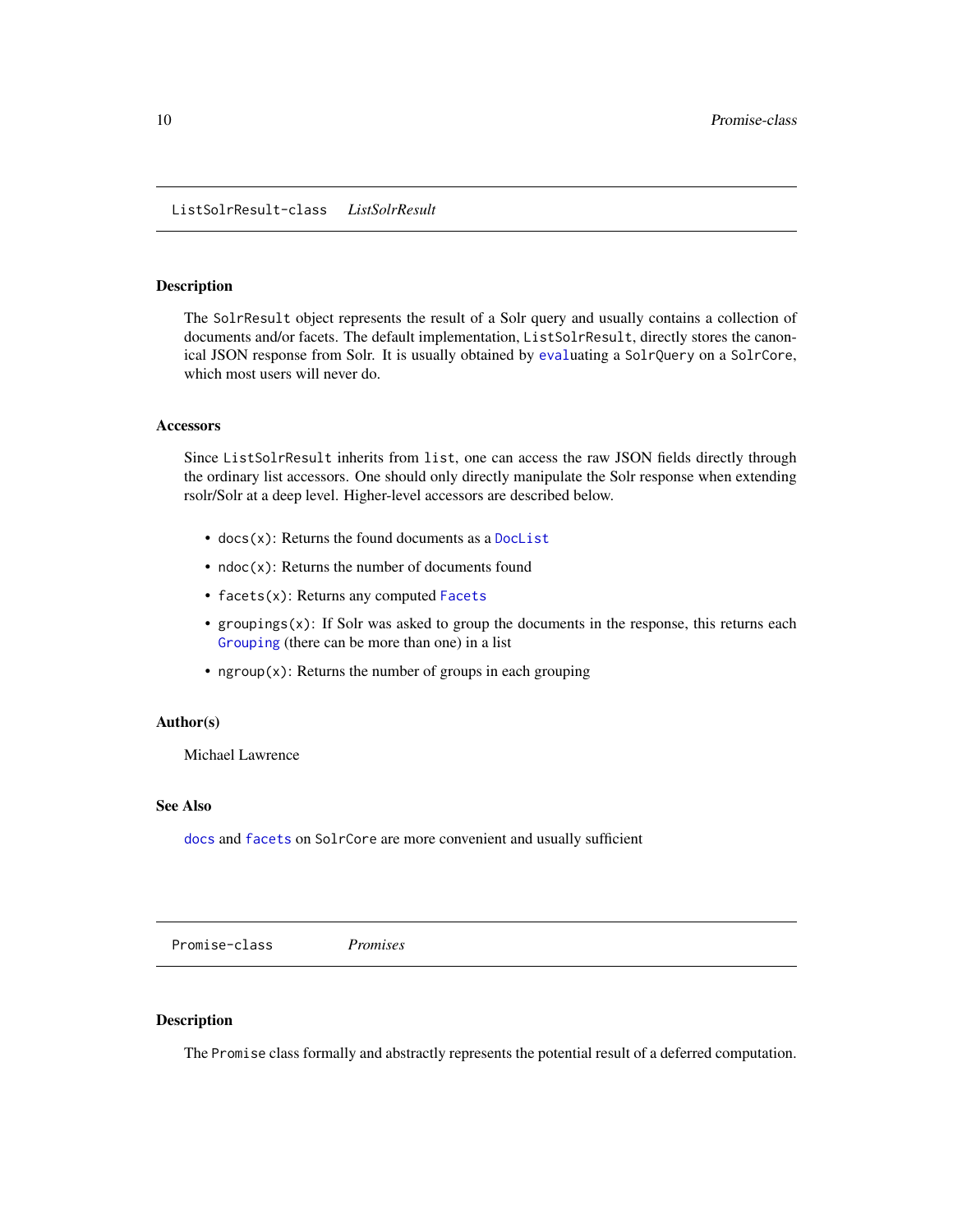## ListSolrResult-class *ListSolrResult*

### Description

The `SolrResult` object represents the result of a Solr query and usually contains a collection of documents and/or facets. The default implementation, `ListSolrResult`, directly stores the canonical JSON response from Solr. It is usually obtained by `eval`uating a `SolrQuery` on a `SolrCore`, which most users will never do.

### Accessors

Since `ListSolrResult` inherits from `list`, one can access the raw JSON fields directly through the ordinary list accessors. One should only directly manipulate the Solr response when extending rsolr/Solr at a deep level. Higher-level accessors are described below.

- `docs(x)`: Returns the found documents as a `DocList`
- `ndoc(x)`: Returns the number of documents found
- `facets(x)`: Returns any computed `Facets`
- `groupings(x)`: If Solr was asked to group the documents in the response, this returns each `Grouping` (there can be more than one) in a list
- `ngroup(x)`: Returns the number of groups in each grouping

### Author(s)

Michael Lawrence

### See Also

`docs` and `facets` on `SolrCore` are more convenient and usually sufficient

## Promise-class *Promises*

### Description

The `Promise` class formally and abstractly represents the potential result of a deferred computation.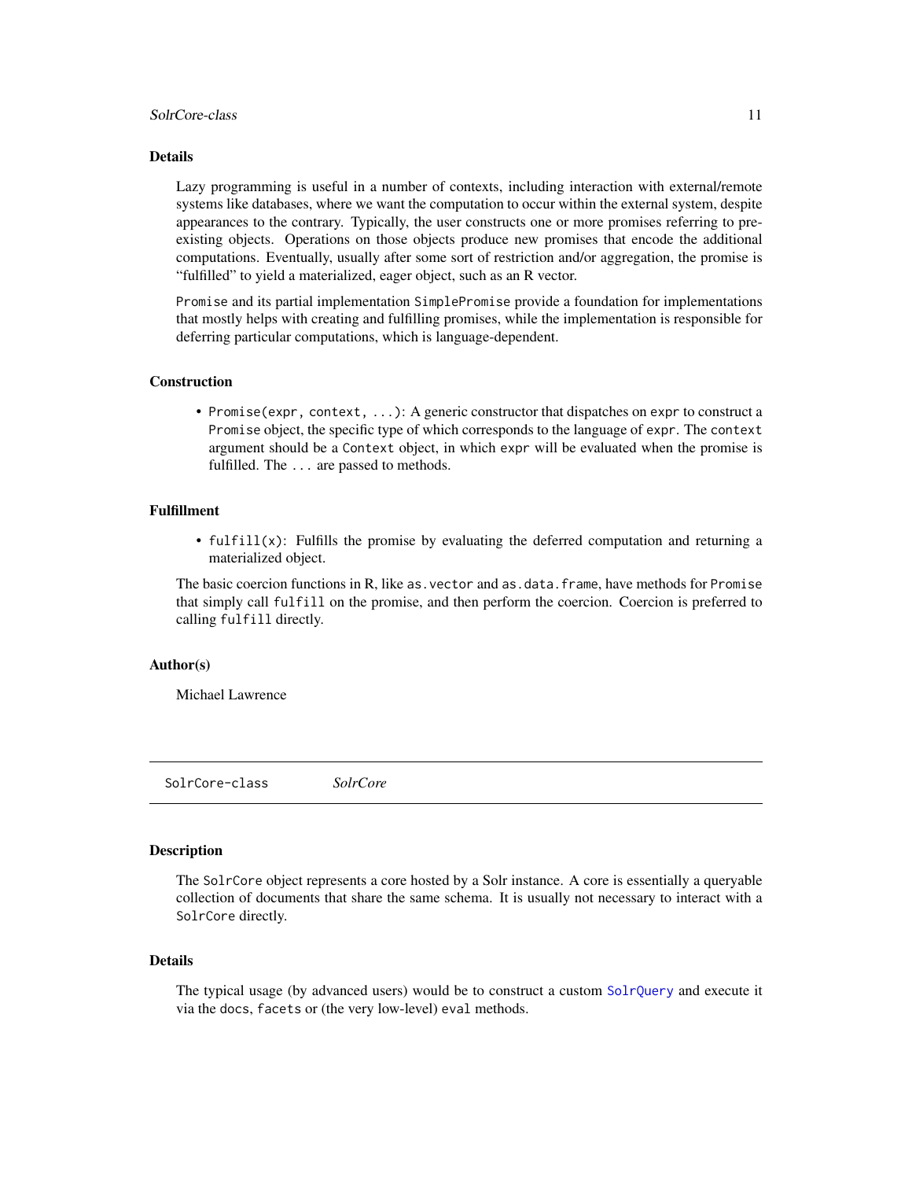## Details

Lazy programming is useful in a number of contexts, including interaction with external/remote systems like databases, where we want the computation to occur within the external system, despite appearances to the contrary. Typically, the user constructs one or more promises referring to pre-existing objects. Operations on those objects produce new promises that encode the additional computations. Eventually, usually after some sort of restriction and/or aggregation, the promise is "fulfilled" to yield a materialized, eager object, such as an R vector.

`Promise` and its partial implementation `SimplePromise` provide a foundation for implementations that mostly helps with creating and fulfilling promises, while the implementation is responsible for deferring particular computations, which is language-dependent.

## Construction

- `Promise(expr, context, ...)`: A generic constructor that dispatches on `expr` to construct a `Promise` object, the specific type of which corresponds to the language of `expr`. The `context` argument should be a `Context` object, in which `expr` will be evaluated when the promise is fulfilled. The `...` are passed to methods.

## Fulfillment

- `fulfill(x)`: Fulfills the promise by evaluating the deferred computation and returning a materialized object.

The basic coercion functions in R, like `as.vector` and `as.data.frame`, have methods for `Promise` that simply call `fulfill` on the promise, and then perform the coercion. Coercion is preferred to calling `fulfill` directly.

## Author(s)

Michael Lawrence

---

# SolrCore-class &nbsp;&nbsp;&nbsp; *SolrCore*

## Description

The `SolrCore` object represents a core hosted by a Solr instance. A core is essentially a queryable collection of documents that share the same schema. It is usually not necessary to interact with a `SolrCore` directly.

## Details

The typical usage (by advanced users) would be to construct a custom `SolrQuery` and execute it via the `docs`, `facets` or (the very low-level) `eval` methods.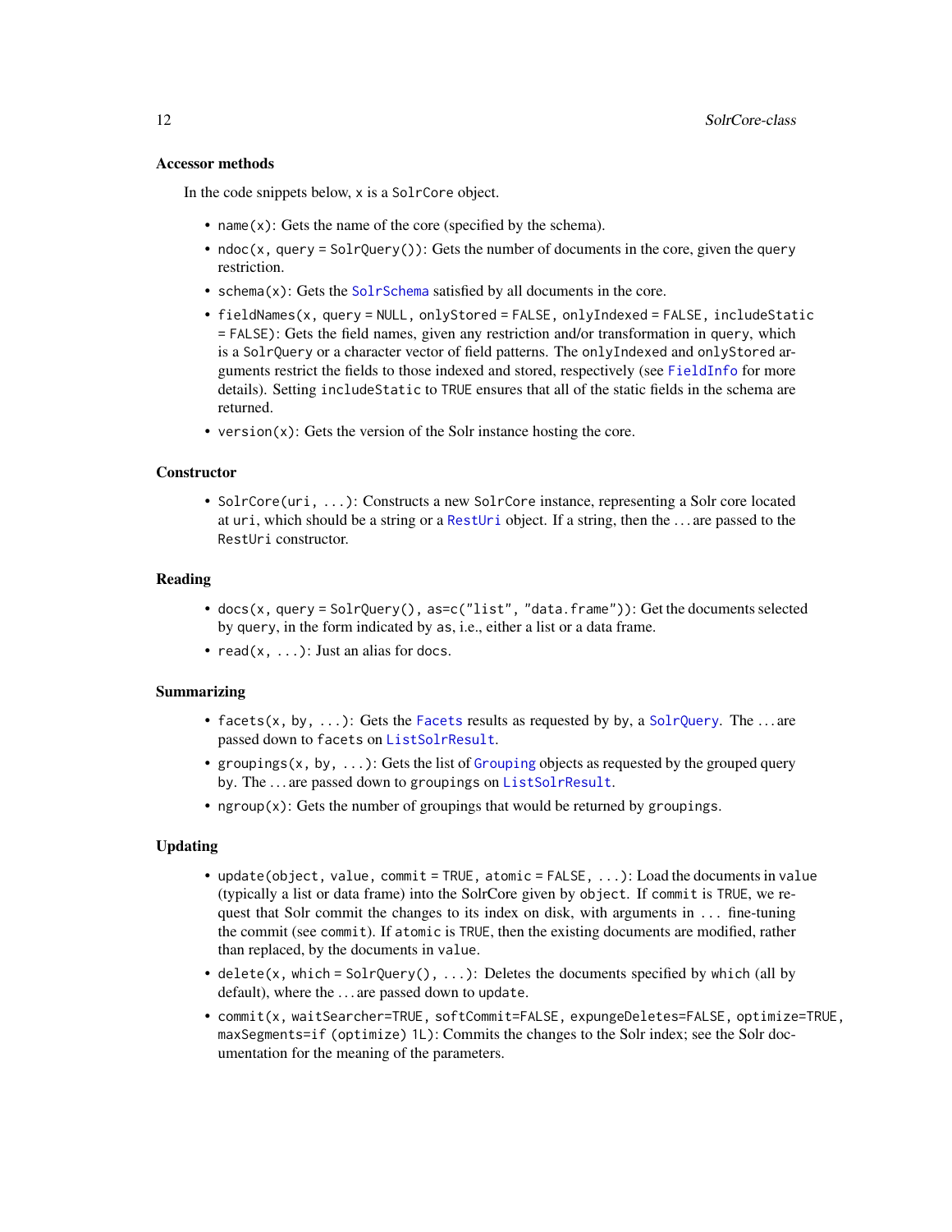### Accessor methods

In the code snippets below, `x` is a `SolrCore` object.

- `name(x)`: Gets the name of the core (specified by the schema).
- `ndoc(x, query = SolrQuery())`: Gets the number of documents in the core, given the `query` restriction.
- `schema(x)`: Gets the `SolrSchema` satisfied by all documents in the core.
- `fieldNames(x, query = NULL, onlyStored = FALSE, onlyIndexed = FALSE, includeStatic = FALSE)`: Gets the field names, given any restriction and/or transformation in `query`, which is a `SolrQuery` or a character vector of field patterns. The `onlyIndexed` and `onlyStored` arguments restrict the fields to those indexed and stored, respectively (see `FieldInfo` for more details). Setting `includeStatic` to `TRUE` ensures that all of the static fields in the schema are returned.
- `version(x)`: Gets the version of the Solr instance hosting the core.

### Constructor

- `SolrCore(uri, ...)`: Constructs a new `SolrCore` instance, representing a Solr core located at `uri`, which should be a string or a `RestUri` object. If a string, then the ... are passed to the `RestUri` constructor.

### Reading

- `docs(x, query = SolrQuery(), as=c("list", "data.frame"))`: Get the documents selected by `query`, in the form indicated by `as`, i.e., either a list or a data frame.
- `read(x, ...)`: Just an alias for `docs`.

### Summarizing

- `facets(x, by, ...)`: Gets the `Facets` results as requested by `by`, a `SolrQuery`. The ... are passed down to `facets` on `ListSolrResult`.
- `groupings(x, by, ...)`: Gets the list of `Grouping` objects as requested by the grouped query `by`. The ... are passed down to `groupings` on `ListSolrResult`.
- `ngroup(x)`: Gets the number of groupings that would be returned by `groupings`.

### Updating

- `update(object, value, commit = TRUE, atomic = FALSE, ...)`: Load the documents in `value` (typically a list or data frame) into the SolrCore given by `object`. If `commit` is `TRUE`, we request that Solr commit the changes to its index on disk, with arguments in `...` fine-tuning the commit (see `commit`). If `atomic` is `TRUE`, then the existing documents are modified, rather than replaced, by the documents in `value`.
- `delete(x, which = SolrQuery(), ...)`: Deletes the documents specified by `which` (all by default), where the ... are passed down to `update`.
- `commit(x, waitSearcher=TRUE, softCommit=FALSE, expungeDeletes=FALSE, optimize=TRUE, maxSegments=if (optimize) 1L)`: Commits the changes to the Solr index; see the Solr documentation for the meaning of the parameters.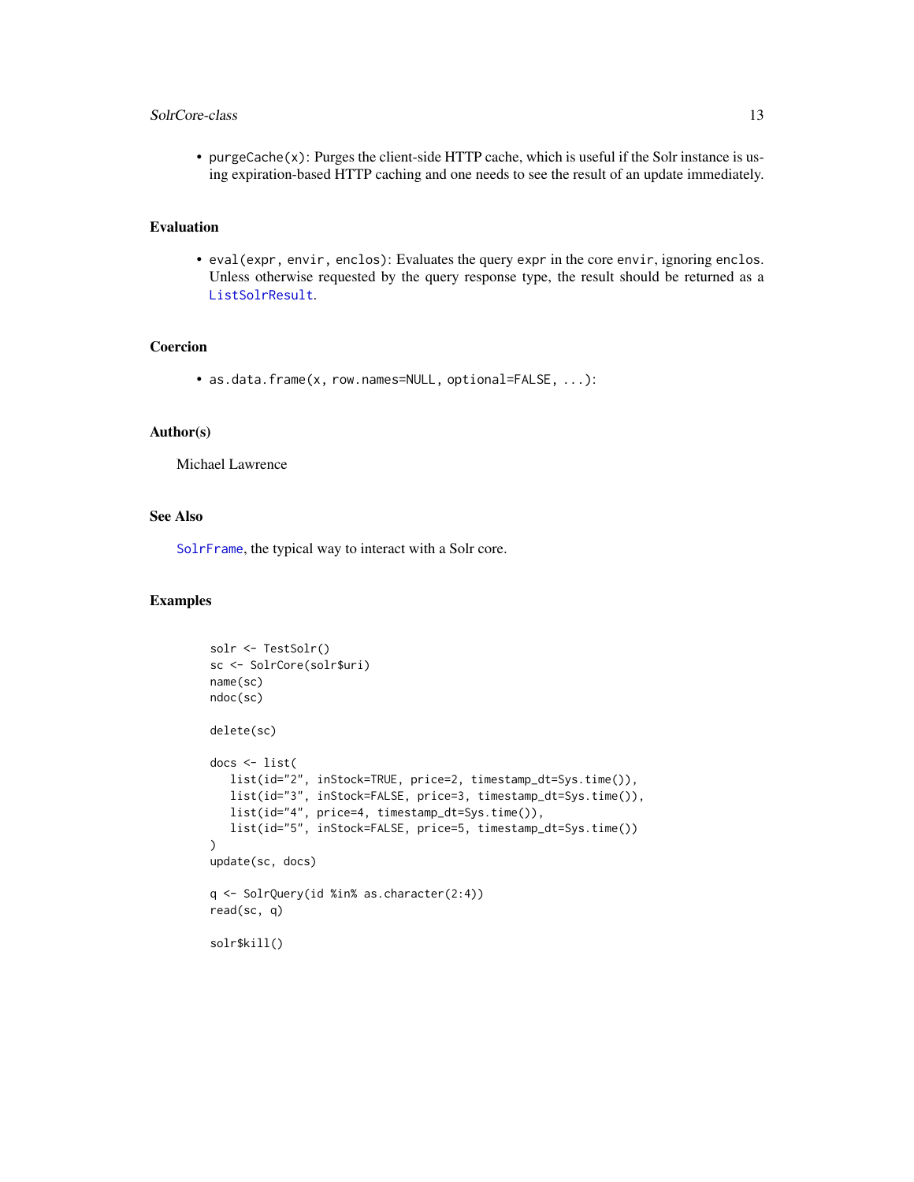- `purgeCache(x)`: Purges the client-side HTTP cache, which is useful if the Solr instance is using expiration-based HTTP caching and one needs to see the result of an update immediately.

## Evaluation

- `eval(expr, envir, enclos)`: Evaluates the query `expr` in the core `envir`, ignoring `enclos`. Unless otherwise requested by the query response type, the result should be returned as a `ListSolrResult`.

## Coercion

- `as.data.frame(x, row.names=NULL, optional=FALSE, ...)`:

## Author(s)

Michael Lawrence

## See Also

`SolrFrame`, the typical way to interact with a Solr core.

## Examples

```
solr <- TestSolr()
sc <- SolrCore(solr$uri)
name(sc)
ndoc(sc)

delete(sc)

docs <- list(
   list(id="2", inStock=TRUE, price=2, timestamp_dt=Sys.time()),
   list(id="3", inStock=FALSE, price=3, timestamp_dt=Sys.time()),
   list(id="4", price=4, timestamp_dt=Sys.time()),
   list(id="5", inStock=FALSE, price=5, timestamp_dt=Sys.time())
)
update(sc, docs)

q <- SolrQuery(id %in% as.character(2:4))
read(sc, q)

solr$kill()
```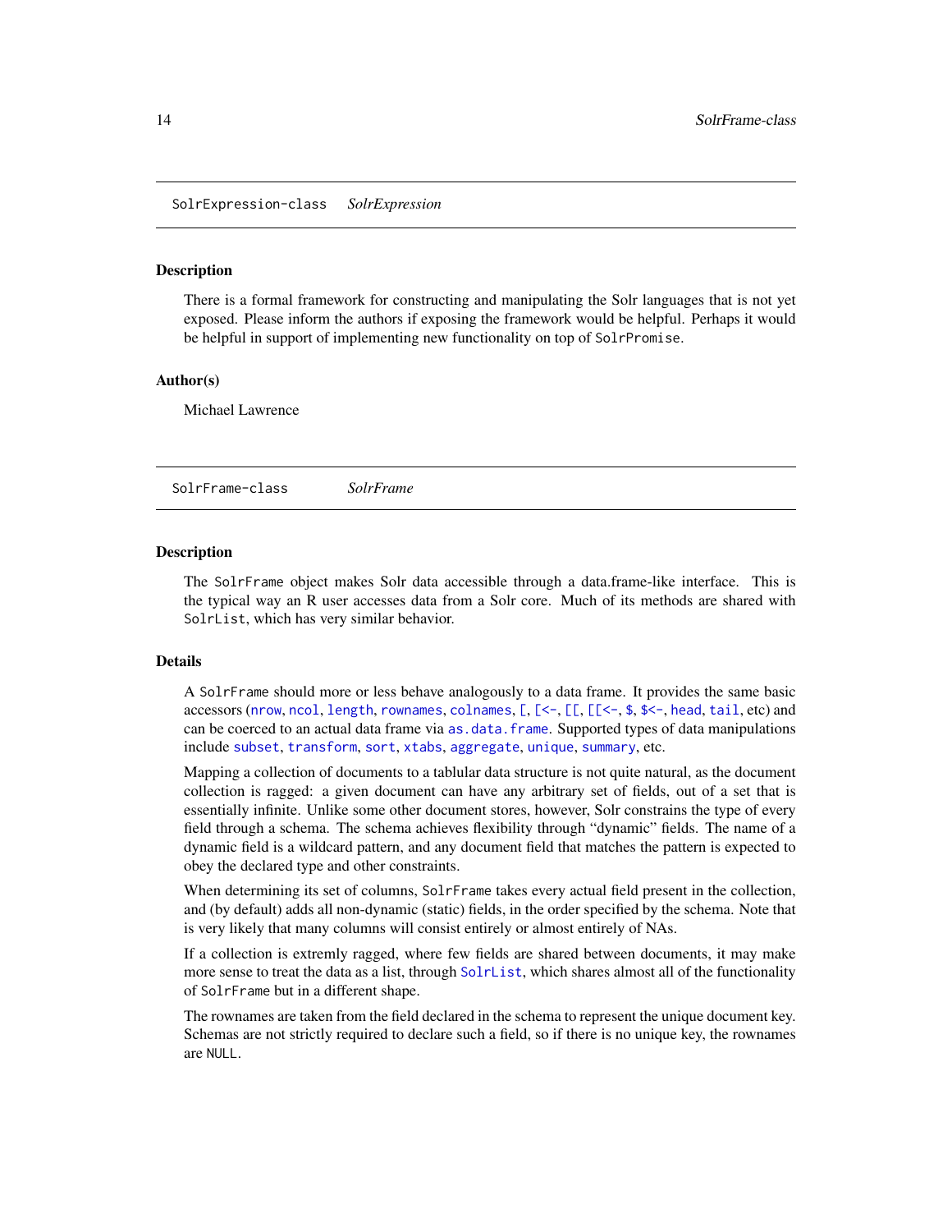## SolrExpression-class *SolrExpression*

### Description

There is a formal framework for constructing and manipulating the Solr languages that is not yet exposed. Please inform the authors if exposing the framework would be helpful. Perhaps it would be helpful in support of implementing new functionality on top of `SolrPromise`.

### Author(s)

Michael Lawrence

## SolrFrame-class *SolrFrame*

### Description

The `SolrFrame` object makes Solr data accessible through a data.frame-like interface. This is the typical way an R user accesses data from a Solr core. Much of its methods are shared with `SolrList`, which has very similar behavior.

### Details

A `SolrFrame` should more or less behave analogously to a data frame. It provides the same basic accessors (`nrow`, `ncol`, `length`, `rownames`, `colnames`, `[`, `[<-`, `[[`, `[[<-`, `$`, `$<-`, `head`, `tail`, etc) and can be coerced to an actual data frame via `as.data.frame`. Supported types of data manipulations include `subset`, `transform`, `sort`, `xtabs`, `aggregate`, `unique`, `summary`, etc.

Mapping a collection of documents to a tablular data structure is not quite natural, as the document collection is ragged: a given document can have any arbitrary set of fields, out of a set that is essentially infinite. Unlike some other document stores, however, Solr constrains the type of every field through a schema. The schema achieves flexibility through "dynamic" fields. The name of a dynamic field is a wildcard pattern, and any document field that matches the pattern is expected to obey the declared type and other constraints.

When determining its set of columns, `SolrFrame` takes every actual field present in the collection, and (by default) adds all non-dynamic (static) fields, in the order specified by the schema. Note that is very likely that many columns will consist entirely or almost entirely of NAs.

If a collection is extremly ragged, where few fields are shared between documents, it may make more sense to treat the data as a list, through `SolrList`, which shares almost all of the functionality of `SolrFrame` but in a different shape.

The rownames are taken from the field declared in the schema to represent the unique document key. Schemas are not strictly required to declare such a field, so if there is no unique key, the rownames are `NULL`.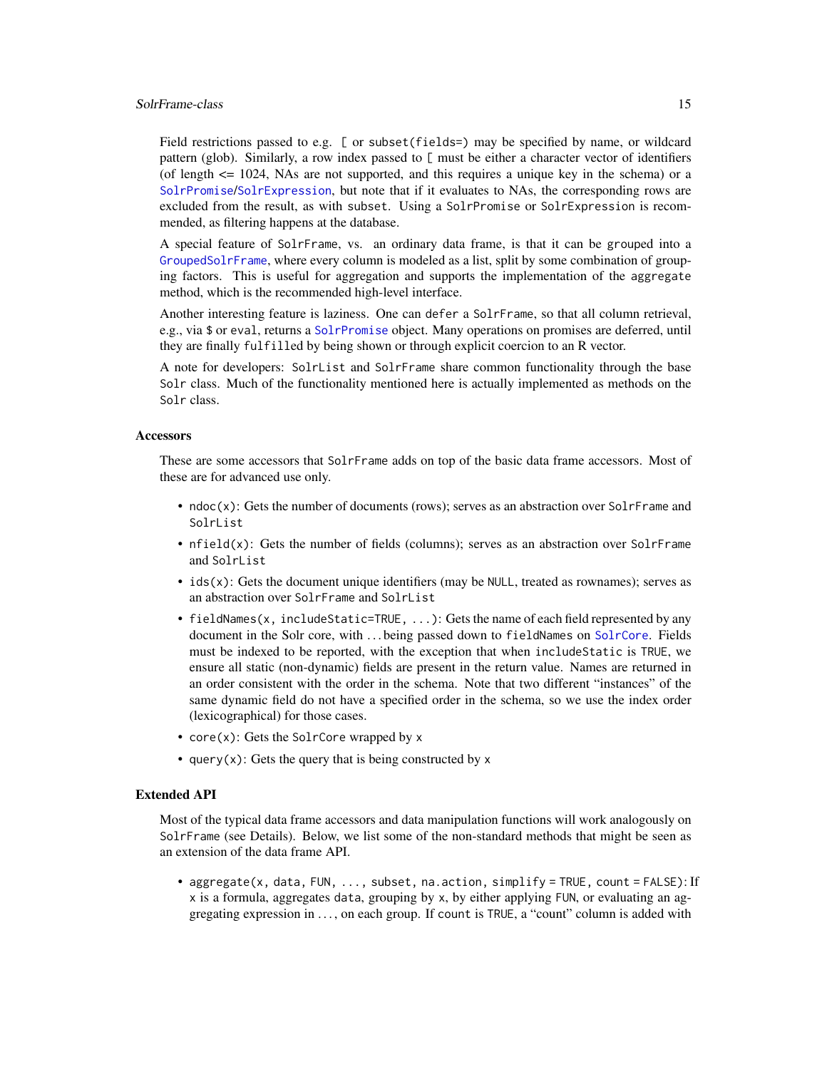Field restrictions passed to e.g. `[` or `subset(fields=)` may be specified by name, or wildcard pattern (glob). Similarly, a row index passed to `[` must be either a character vector of identifiers (of length <= 1024, NAs are not supported, and this requires a unique key in the schema) or a `SolrPromise`/`SolrExpression`, but note that if it evaluates to NAs, the corresponding rows are excluded from the result, as with `subset`. Using a `SolrPromise` or `SolrExpression` is recommended, as filtering happens at the database.

A special feature of `SolrFrame`, vs. an ordinary data frame, is that it can be grouped into a `GroupedSolrFrame`, where every column is modeled as a list, split by some combination of grouping factors. This is useful for aggregation and supports the implementation of the `aggregate` method, which is the recommended high-level interface.

Another interesting feature is laziness. One can `defer` a `SolrFrame`, so that all column retrieval, e.g., via `$` or `eval`, returns a `SolrPromise` object. Many operations on promises are deferred, until they are finally `fulfilled` by being shown or through explicit coercion to an R vector.

A note for developers: `SolrList` and `SolrFrame` share common functionality through the base `Solr` class. Much of the functionality mentioned here is actually implemented as methods on the `Solr` class.

### Accessors

These are some accessors that `SolrFrame` adds on top of the basic data frame accessors. Most of these are for advanced use only.

- `ndoc(x)`: Gets the number of documents (rows); serves as an abstraction over `SolrFrame` and `SolrList`
- `nfield(x)`: Gets the number of fields (columns); serves as an abstraction over `SolrFrame` and `SolrList`
- `ids(x)`: Gets the document unique identifiers (may be `NULL`, treated as rownames); serves as an abstraction over `SolrFrame` and `SolrList`
- `fieldNames(x, includeStatic=TRUE, ...)`: Gets the name of each field represented by any document in the Solr core, with ... being passed down to `fieldNames` on `SolrCore`. Fields must be indexed to be reported, with the exception that when `includeStatic` is `TRUE`, we ensure all static (non-dynamic) fields are present in the return value. Names are returned in an order consistent with the order in the schema. Note that two different "instances" of the same dynamic field do not have a specified order in the schema, so we use the index order (lexicographical) for those cases.
- `core(x)`: Gets the `SolrCore` wrapped by `x`
- `query(x)`: Gets the query that is being constructed by `x`

### Extended API

Most of the typical data frame accessors and data manipulation functions will work analogously on `SolrFrame` (see Details). Below, we list some of the non-standard methods that might be seen as an extension of the data frame API.

- `aggregate(x, data, FUN, ..., subset, na.action, simplify = TRUE, count = FALSE)`: If `x` is a formula, aggregates `data`, grouping by `x`, by either applying `FUN`, or evaluating an aggregating expression in ..., on each group. If `count` is `TRUE`, a "count" column is added with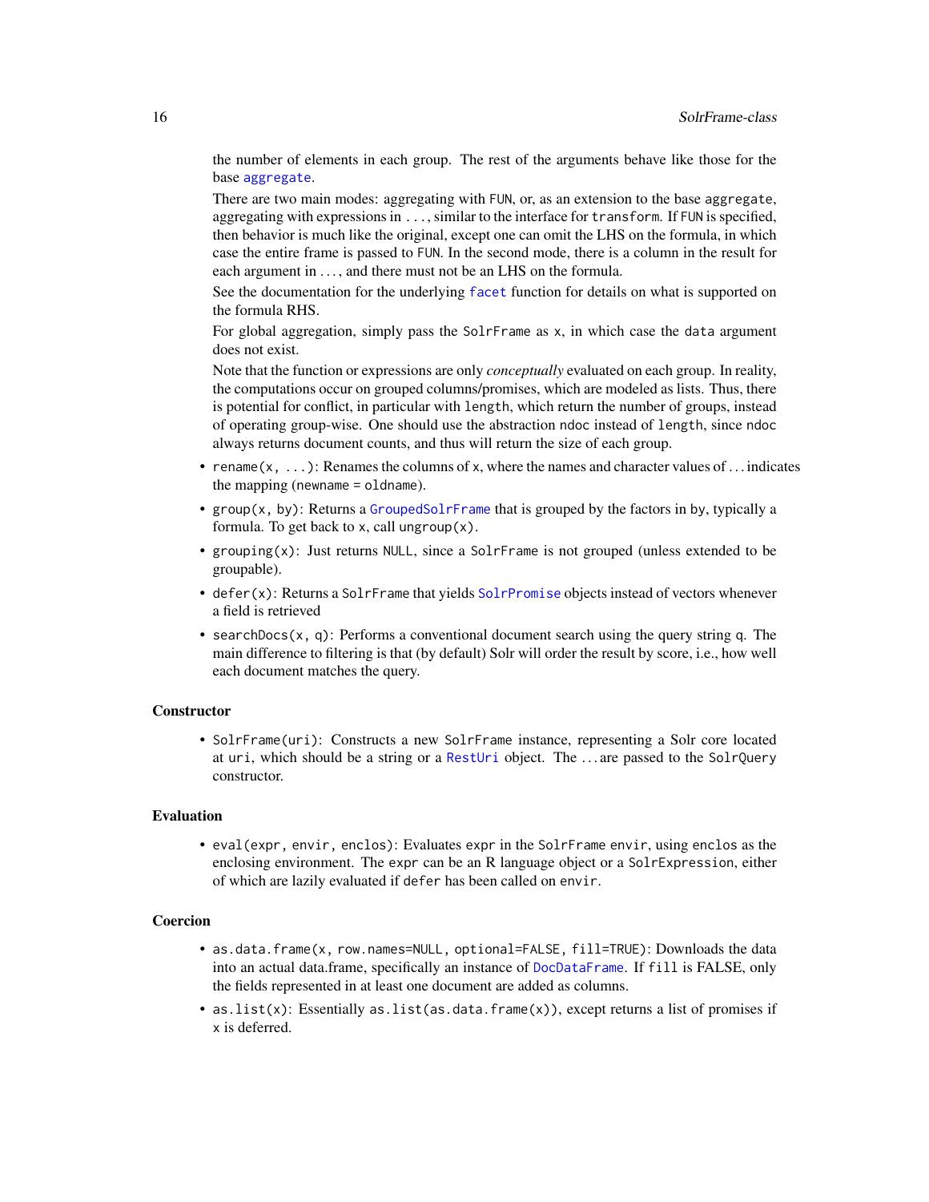the number of elements in each group. The rest of the arguments behave like those for the base `aggregate`.

There are two main modes: aggregating with `FUN`, or, as an extension to the base `aggregate`, aggregating with expressions in `...`, similar to the interface for `transform`. If `FUN` is specified, then behavior is much like the original, except one can omit the LHS on the formula, in which case the entire frame is passed to `FUN`. In the second mode, there is a column in the result for each argument in ..., and there must not be an LHS on the formula.

See the documentation for the underlying `facet` function for details on what is supported on the formula RHS.

For global aggregation, simply pass the `SolrFrame` as `x`, in which case the `data` argument does not exist.

Note that the function or expressions are only *conceptually* evaluated on each group. In reality, the computations occur on grouped columns/promises, which are modeled as lists. Thus, there is potential for conflict, in particular with `length`, which return the number of groups, instead of operating group-wise. One should use the abstraction `ndoc` instead of `length`, since `ndoc` always returns document counts, and thus will return the size of each group.

- `rename(x, ...)`: Renames the columns of `x`, where the names and character values of ... indicates the mapping (`newname = oldname`).
- `group(x, by)`: Returns a `GroupedSolrFrame` that is grouped by the factors in `by`, typically a formula. To get back to `x`, call `ungroup(x)`.
- `grouping(x)`: Just returns `NULL`, since a `SolrFrame` is not grouped (unless extended to be groupable).
- `defer(x)`: Returns a `SolrFrame` that yields `SolrPromise` objects instead of vectors whenever a field is retrieved
- `searchDocs(x, q)`: Performs a conventional document search using the query string `q`. The main difference to filtering is that (by default) Solr will order the result by score, i.e., how well each document matches the query.

### Constructor

- `SolrFrame(uri)`: Constructs a new `SolrFrame` instance, representing a Solr core located at `uri`, which should be a string or a `RestUri` object. The ... are passed to the `SolrQuery` constructor.

### Evaluation

- `eval(expr, envir, enclos)`: Evaluates `expr` in the `SolrFrame` `envir`, using `enclos` as the enclosing environment. The `expr` can be an R language object or a `SolrExpression`, either of which are lazily evaluated if `defer` has been called on `envir`.

### Coercion

- `as.data.frame(x, row.names=NULL, optional=FALSE, fill=TRUE)`: Downloads the data into an actual data.frame, specifically an instance of `DocDataFrame`. If `fill` is FALSE, only the fields represented in at least one document are added as columns.
- `as.list(x)`: Essentially `as.list(as.data.frame(x))`, except returns a list of promises if `x` is deferred.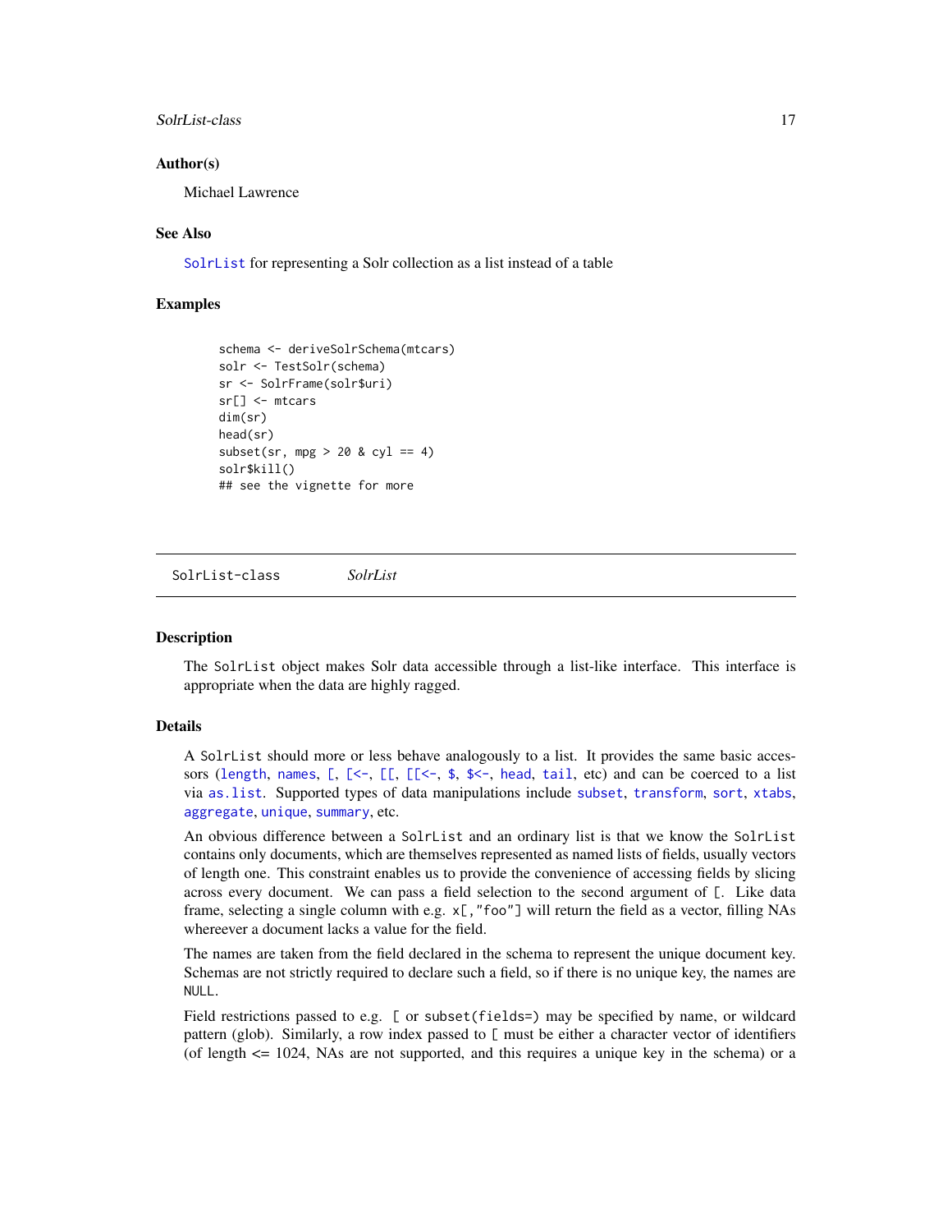### Author(s)

Michael Lawrence

### See Also

`SolrList` for representing a Solr collection as a list instead of a table

### Examples

```
schema <- deriveSolrSchema(mtcars)
solr <- TestSolr(schema)
sr <- SolrFrame(solr$uri)
sr[] <- mtcars
dim(sr)
head(sr)
subset(sr, mpg > 20 & cyl == 4)
solr$kill()
## see the vignette for more
```

---

## SolrList-class &nbsp;&nbsp;&nbsp; *SolrList*

### Description

The `SolrList` object makes Solr data accessible through a list-like interface. This interface is appropriate when the data are highly ragged.

### Details

A `SolrList` should more or less behave analogously to a list. It provides the same basic accessors (`length`, `names`, `[`, `[<-`, `[[`, `[[<-`, `$`, `$<-`, `head`, `tail`, etc) and can be coerced to a list via `as.list`. Supported types of data manipulations include `subset`, `transform`, `sort`, `xtabs`, `aggregate`, `unique`, `summary`, etc.

An obvious difference between a `SolrList` and an ordinary list is that we know the `SolrList` contains only documents, which are themselves represented as named lists of fields, usually vectors of length one. This constraint enables us to provide the convenience of accessing fields by slicing across every document. We can pass a field selection to the second argument of `[`. Like data frame, selecting a single column with e.g. `x[,"foo"]` will return the field as a vector, filling NAs whereever a document lacks a value for the field.

The names are taken from the field declared in the schema to represent the unique document key. Schemas are not strictly required to declare such a field, so if there is no unique key, the names are `NULL`.

Field restrictions passed to e.g. `[` or `subset(fields=)` may be specified by name, or wildcard pattern (glob). Similarly, a row index passed to `[` must be either a character vector of identifiers (of length <= 1024, NAs are not supported, and this requires a unique key in the schema) or a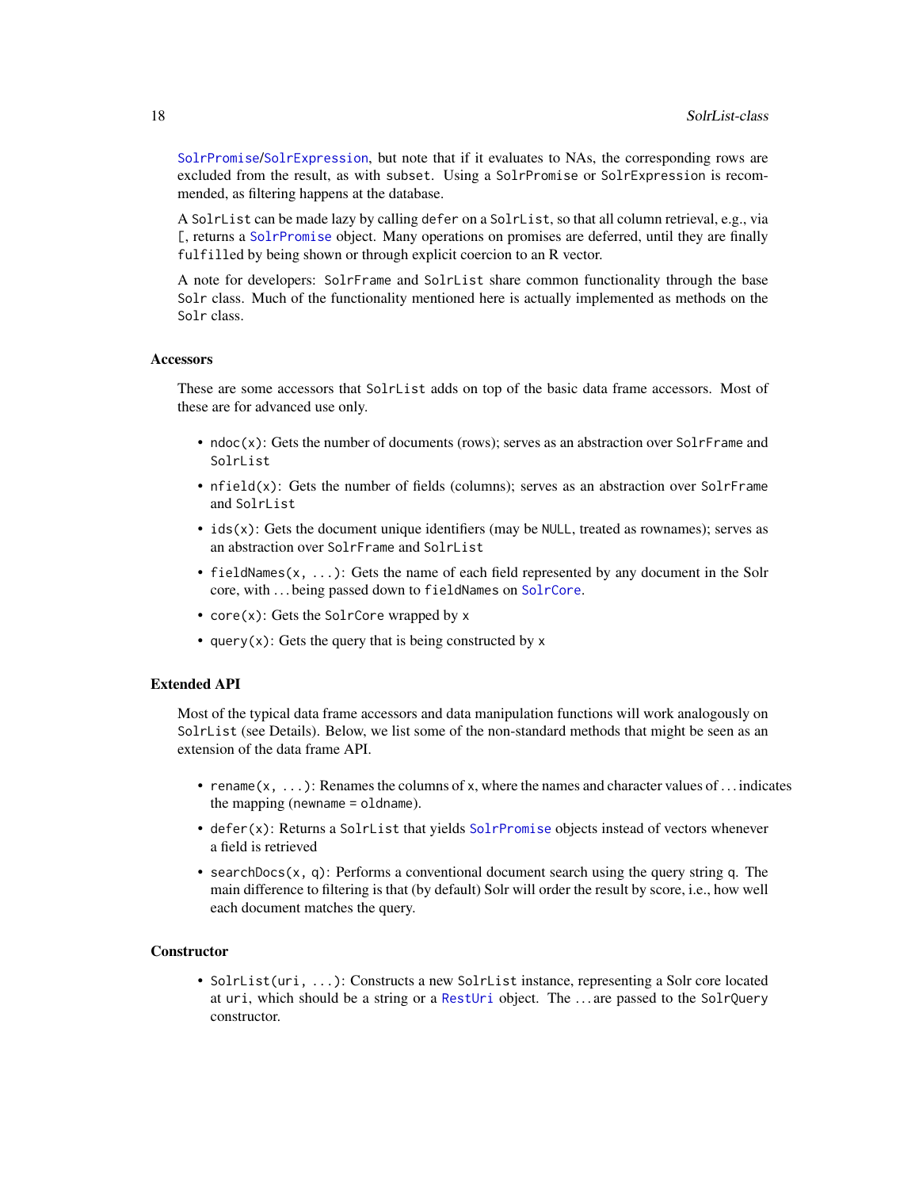SolrPromise/SolrExpression, but note that if it evaluates to NAs, the corresponding rows are excluded from the result, as with subset. Using a SolrPromise or SolrExpression is recommended, as filtering happens at the database.

A SolrList can be made lazy by calling defer on a SolrList, so that all column retrieval, e.g., via [, returns a SolrPromise object. Many operations on promises are deferred, until they are finally fulfilled by being shown or through explicit coercion to an R vector.

A note for developers: SolrFrame and SolrList share common functionality through the base Solr class. Much of the functionality mentioned here is actually implemented as methods on the Solr class.

### Accessors

These are some accessors that SolrList adds on top of the basic data frame accessors. Most of these are for advanced use only.

- ndoc(x): Gets the number of documents (rows); serves as an abstraction over SolrFrame and SolrList
- nfield(x): Gets the number of fields (columns); serves as an abstraction over SolrFrame and SolrList
- ids(x): Gets the document unique identifiers (may be NULL, treated as rownames); serves as an abstraction over SolrFrame and SolrList
- fieldNames(x, ...): Gets the name of each field represented by any document in the Solr core, with ... being passed down to fieldNames on SolrCore.
- core(x): Gets the SolrCore wrapped by x
- query(x): Gets the query that is being constructed by x

### Extended API

Most of the typical data frame accessors and data manipulation functions will work analogously on SolrList (see Details). Below, we list some of the non-standard methods that might be seen as an extension of the data frame API.

- rename(x, ...): Renames the columns of x, where the names and character values of ... indicates the mapping (newname = oldname).
- defer(x): Returns a SolrList that yields SolrPromise objects instead of vectors whenever a field is retrieved
- searchDocs(x, q): Performs a conventional document search using the query string q. The main difference to filtering is that (by default) Solr will order the result by score, i.e., how well each document matches the query.

### Constructor

- SolrList(uri, ...): Constructs a new SolrList instance, representing a Solr core located at uri, which should be a string or a RestUri object. The ... are passed to the SolrQuery constructor.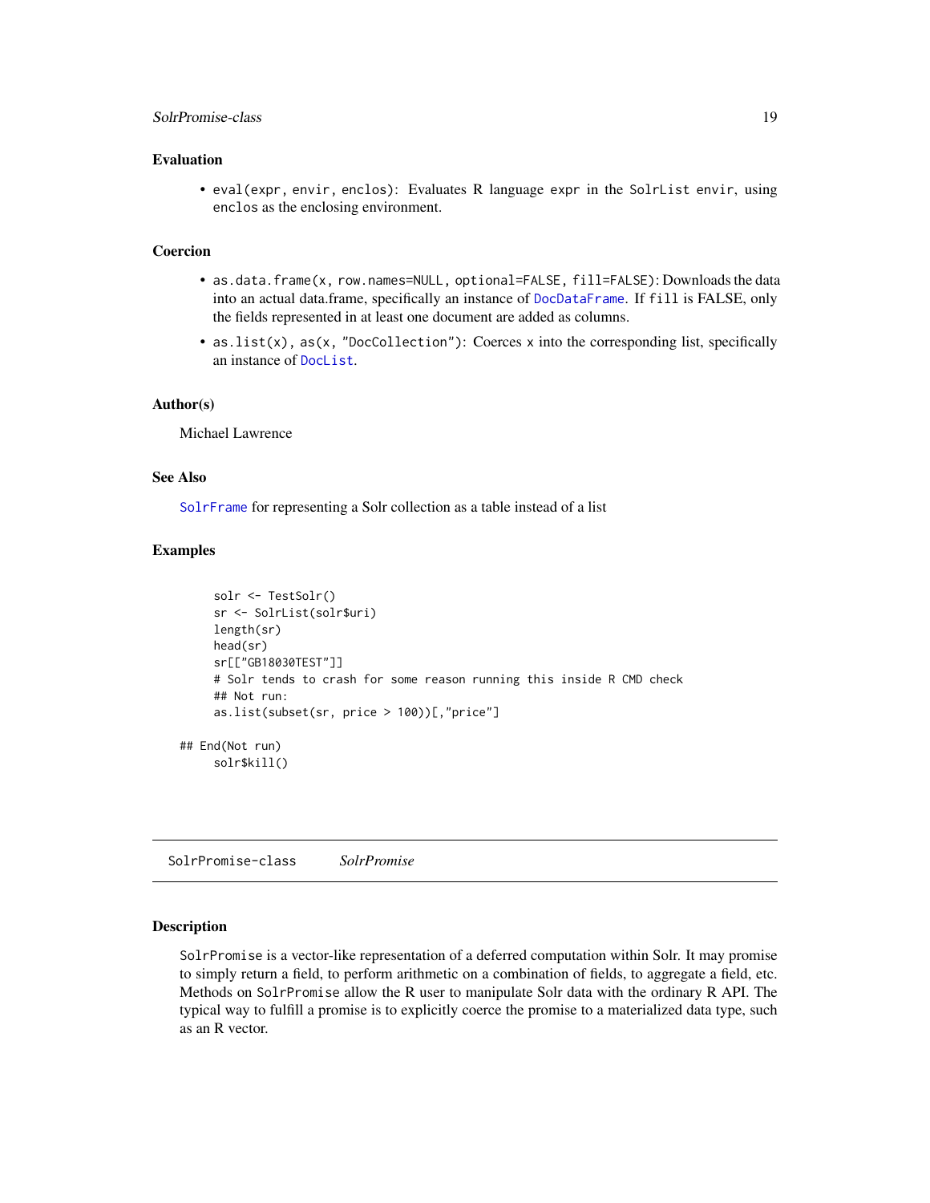### Evaluation

- `eval(expr, envir, enclos)`: Evaluates R language `expr` in the `SolrList envir`, using `enclos` as the enclosing environment.

### Coercion

- `as.data.frame(x, row.names=NULL, optional=FALSE, fill=FALSE)`: Downloads the data into an actual data.frame, specifically an instance of `DocDataFrame`. If `fill` is FALSE, only the fields represented in at least one document are added as columns.
- `as.list(x), as(x, "DocCollection")`: Coerces `x` into the corresponding list, specifically an instance of `DocList`.

### Author(s)

Michael Lawrence

### See Also

`SolrFrame` for representing a Solr collection as a table instead of a list

### Examples

```
    solr <- TestSolr()
    sr <- SolrList(solr$uri)
    length(sr)
    head(sr)
    sr[["GB18030TEST"]]
    # Solr tends to crash for some reason running this inside R CMD check
    ## Not run:
    as.list(subset(sr, price > 100))[,"price"]

## End(Not run)
    solr$kill()
```

---

## SolrPromise-class    *SolrPromise*

### Description

`SolrPromise` is a vector-like representation of a deferred computation within Solr. It may promise to simply return a field, to perform arithmetic on a combination of fields, to aggregate a field, etc. Methods on `SolrPromise` allow the R user to manipulate Solr data with the ordinary R API. The typical way to fulfill a promise is to explicitly coerce the promise to a materialized data type, such as an R vector.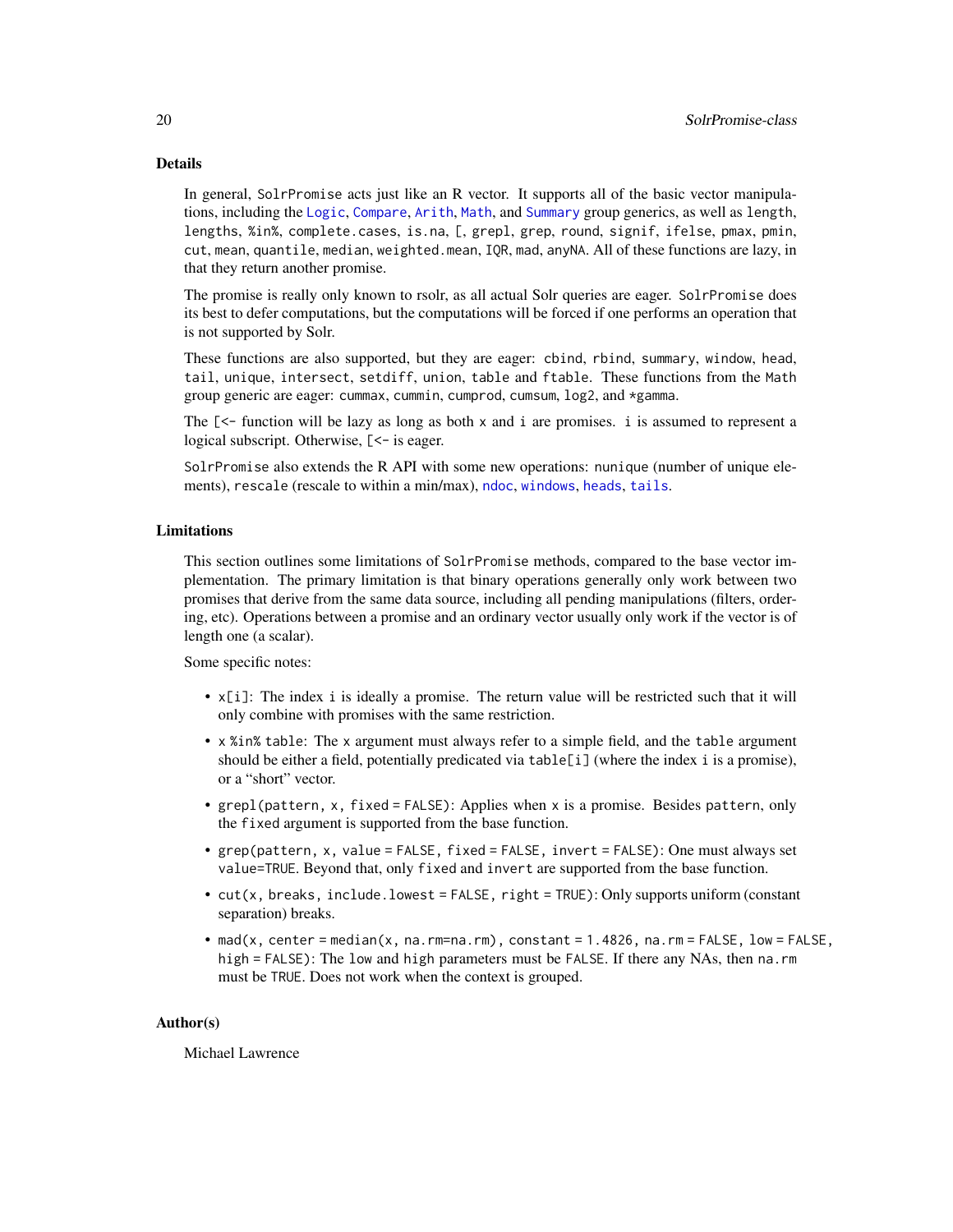### Details

In general, SolrPromise acts just like an R vector. It supports all of the basic vector manipulations, including the Logic, Compare, Arith, Math, and Summary group generics, as well as length, lengths, %in%, complete.cases, is.na, [, grepl, grep, round, signif, ifelse, pmax, pmin, cut, mean, quantile, median, weighted.mean, IQR, mad, anyNA. All of these functions are lazy, in that they return another promise.

The promise is really only known to rsolr, as all actual Solr queries are eager. SolrPromise does its best to defer computations, but the computations will be forced if one performs an operation that is not supported by Solr.

These functions are also supported, but they are eager: cbind, rbind, summary, window, head, tail, unique, intersect, setdiff, union, table and ftable. These functions from the Math group generic are eager: cummax, cummin, cumprod, cumsum, log2, and *gamma.

The [<- function will be lazy as long as both x and i are promises. i is assumed to represent a logical subscript. Otherwise, [<- is eager.

SolrPromise also extends the R API with some new operations: nunique (number of unique elements), rescale (rescale to within a min/max), ndoc, windows, heads, tails.

### Limitations

This section outlines some limitations of SolrPromise methods, compared to the base vector implementation. The primary limitation is that binary operations generally only work between two promises that derive from the same data source, including all pending manipulations (filters, ordering, etc). Operations between a promise and an ordinary vector usually only work if the vector is of length one (a scalar).

Some specific notes:

- x[i]: The index i is ideally a promise. The return value will be restricted such that it will only combine with promises with the same restriction.
- x %in% table: The x argument must always refer to a simple field, and the table argument should be either a field, potentially predicated via table[i] (where the index i is a promise), or a "short" vector.
- grepl(pattern, x, fixed = FALSE): Applies when x is a promise. Besides pattern, only the fixed argument is supported from the base function.
- grep(pattern, x, value = FALSE, fixed = FALSE, invert = FALSE): One must always set value=TRUE. Beyond that, only fixed and invert are supported from the base function.
- cut(x, breaks, include.lowest = FALSE, right = TRUE): Only supports uniform (constant separation) breaks.
- mad(x, center = median(x, na.rm=na.rm), constant = 1.4826, na.rm = FALSE, low = FALSE, high = FALSE): The low and high parameters must be FALSE. If there any NAs, then na.rm must be TRUE. Does not work when the context is grouped.

### Author(s)

Michael Lawrence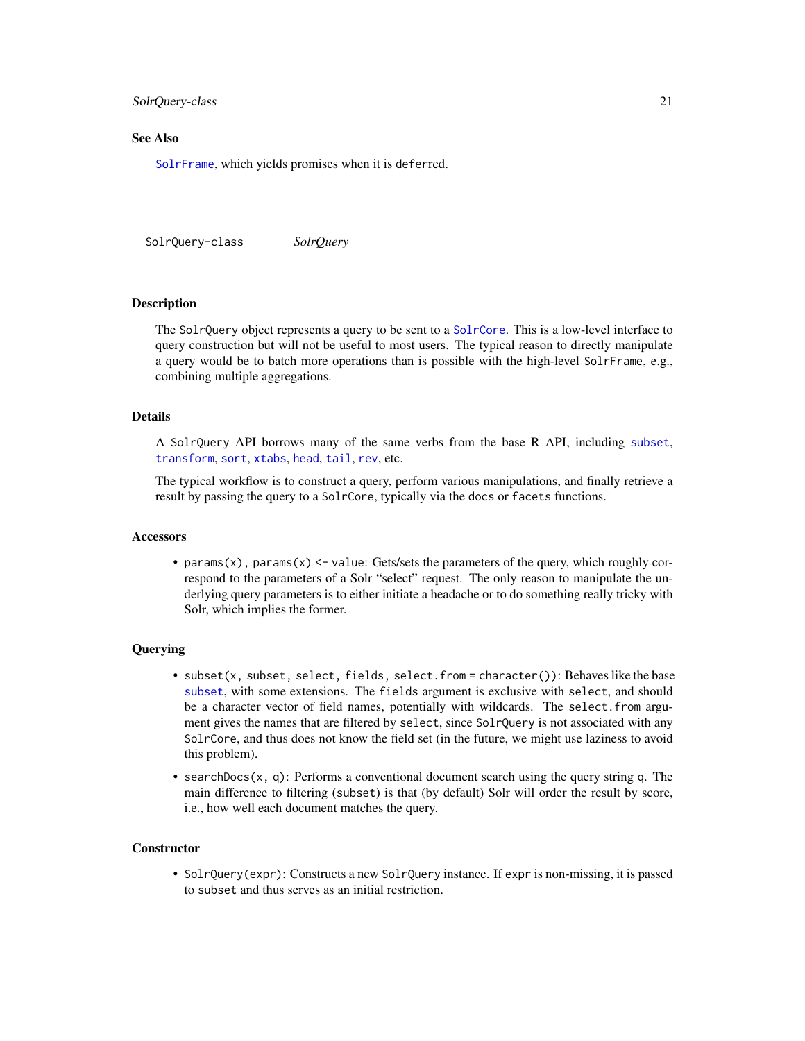## See Also

`SolrFrame`, which yields promises when it is deferred.

---

# SolrQuery-class *SolrQuery*

---

## Description

The `SolrQuery` object represents a query to be sent to a `SolrCore`. This is a low-level interface to query construction but will not be useful to most users. The typical reason to directly manipulate a query would be to batch more operations than is possible with the high-level `SolrFrame`, e.g., combining multiple aggregations.

## Details

A `SolrQuery` API borrows many of the same verbs from the base R API, including `subset`, `transform`, `sort`, `xtabs`, `head`, `tail`, `rev`, etc.

The typical workflow is to construct a query, perform various manipulations, and finally retrieve a result by passing the query to a `SolrCore`, typically via the `docs` or `facets` functions.

## Accessors

- `params(x)`, `params(x) <- value`: Gets/sets the parameters of the query, which roughly correspond to the parameters of a Solr "select" request. The only reason to manipulate the underlying query parameters is to either initiate a headache or to do something really tricky with Solr, which implies the former.

## Querying

- `subset(x, subset, select, fields, select.from = character())`: Behaves like the base `subset`, with some extensions. The `fields` argument is exclusive with `select`, and should be a character vector of field names, potentially with wildcards. The `select.from` argument gives the names that are filtered by `select`, since `SolrQuery` is not associated with any `SolrCore`, and thus does not know the field set (in the future, we might use laziness to avoid this problem).
- `searchDocs(x, q)`: Performs a conventional document search using the query string `q`. The main difference to filtering (`subset`) is that (by default) Solr will order the result by score, i.e., how well each document matches the query.

## Constructor

- `SolrQuery(expr)`: Constructs a new `SolrQuery` instance. If `expr` is non-missing, it is passed to `subset` and thus serves as an initial restriction.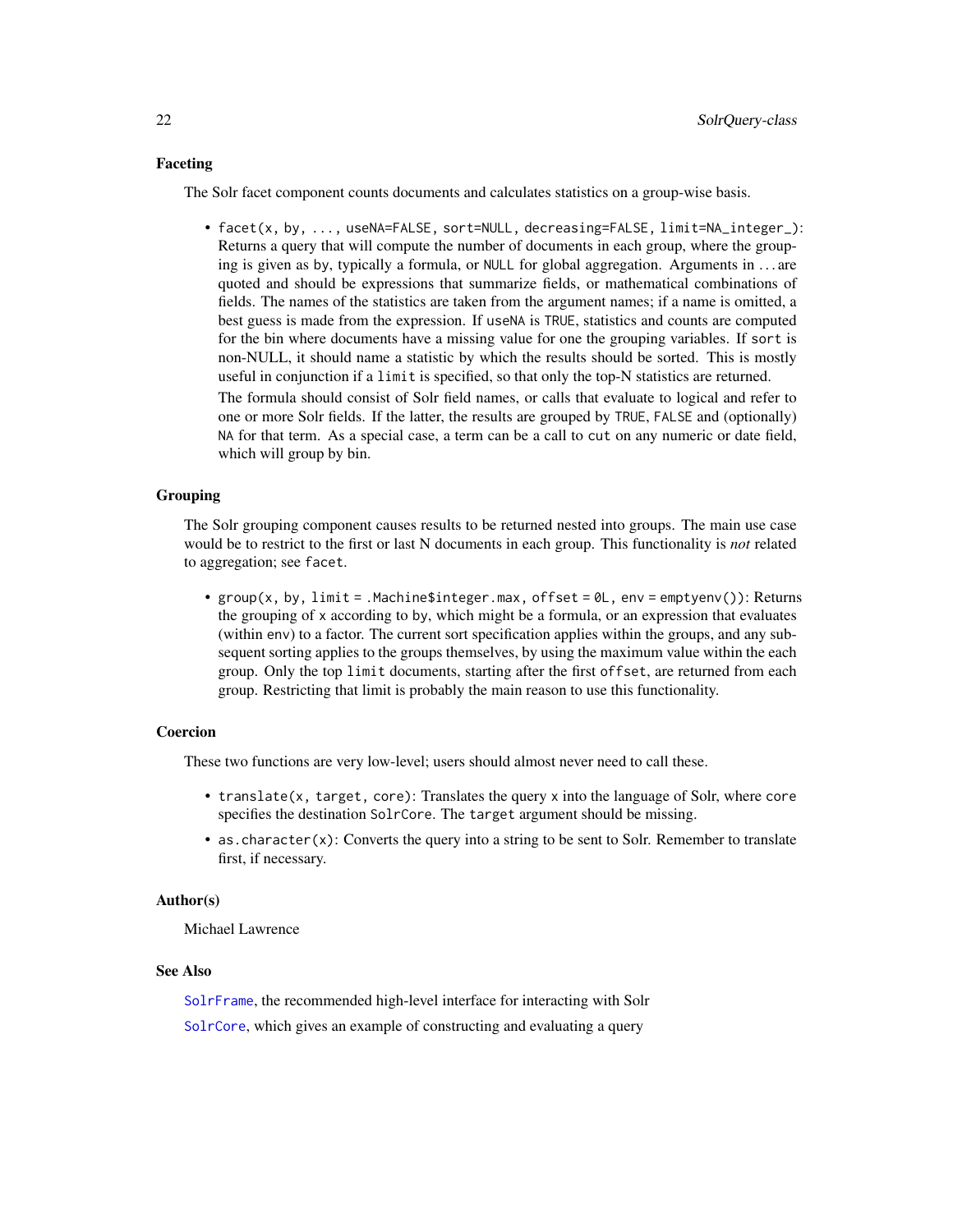### Faceting

The Solr facet component counts documents and calculates statistics on a group-wise basis.

- `facet(x, by, ..., useNA=FALSE, sort=NULL, decreasing=FALSE, limit=NA_integer_)`: Returns a query that will compute the number of documents in each group, where the grouping is given as `by`, typically a formula, or `NULL` for global aggregation. Arguments in ... are quoted and should be expressions that summarize fields, or mathematical combinations of fields. The names of the statistics are taken from the argument names; if a name is omitted, a best guess is made from the expression. If `useNA` is `TRUE`, statistics and counts are computed for the bin where documents have a missing value for one the grouping variables. If `sort` is non-NULL, it should name a statistic by which the results should be sorted. This is mostly useful in conjunction if a `limit` is specified, so that only the top-N statistics are returned.

  The formula should consist of Solr field names, or calls that evaluate to logical and refer to one or more Solr fields. If the latter, the results are grouped by `TRUE`, `FALSE` and (optionally) `NA` for that term. As a special case, a term can be a call to `cut` on any numeric or date field, which will group by bin.

### Grouping

The Solr grouping component causes results to be returned nested into groups. The main use case would be to restrict to the first or last N documents in each group. This functionality is *not* related to aggregation; see `facet`.

- `group(x, by, limit = .Machine$integer.max, offset = 0L, env = emptyenv())`: Returns the grouping of `x` according to `by`, which might be a formula, or an expression that evaluates (within `env`) to a factor. The current sort specification applies within the groups, and any subsequent sorting applies to the groups themselves, by using the maximum value within the each group. Only the top `limit` documents, starting after the first `offset`, are returned from each group. Restricting that limit is probably the main reason to use this functionality.

### Coercion

These two functions are very low-level; users should almost never need to call these.

- `translate(x, target, core)`: Translates the query `x` into the language of Solr, where `core` specifies the destination `SolrCore`. The `target` argument should be missing.
- `as.character(x)`: Converts the query into a string to be sent to Solr. Remember to translate first, if necessary.

### Author(s)

Michael Lawrence

### See Also

`SolrFrame`, the recommended high-level interface for interacting with Solr

`SolrCore`, which gives an example of constructing and evaluating a query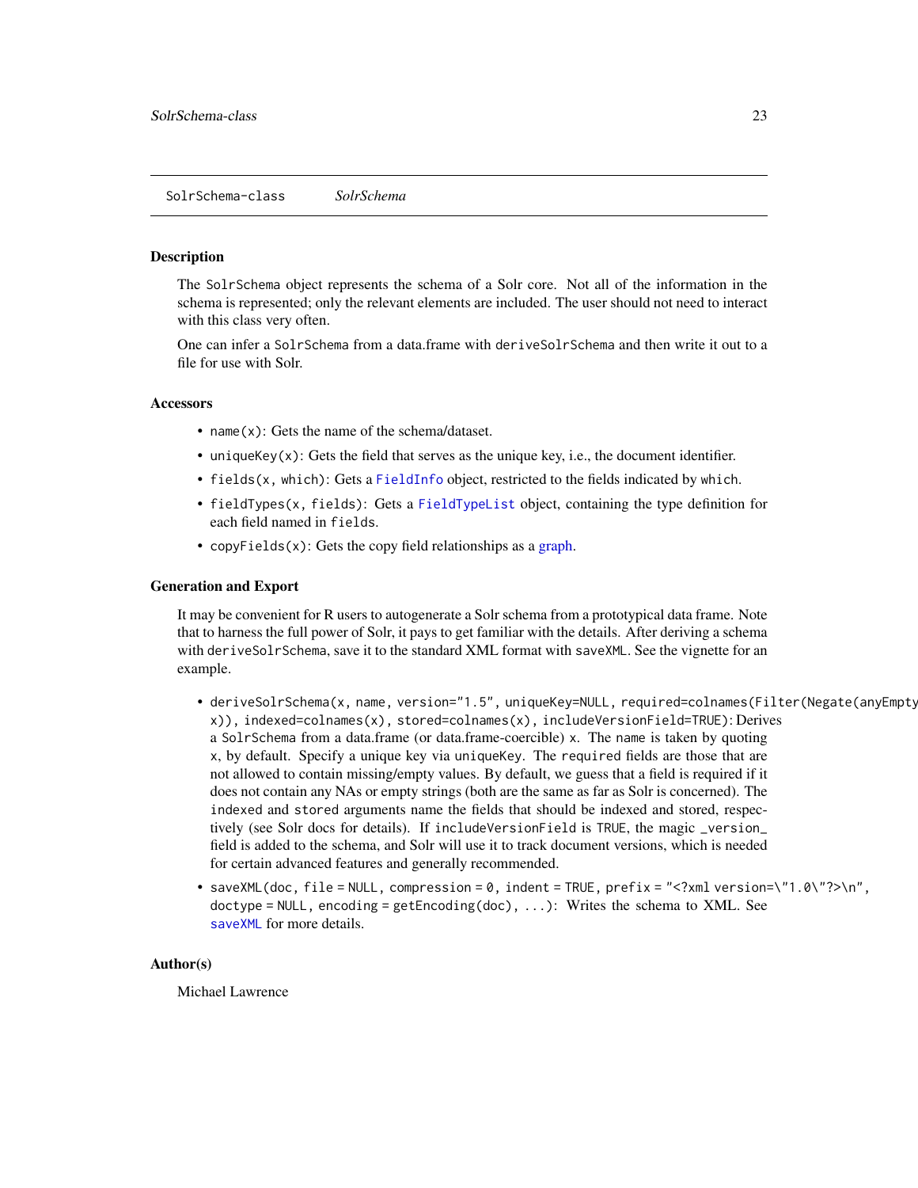SolrSchema-class *SolrSchema*

### Description

The `SolrSchema` object represents the schema of a Solr core. Not all of the information in the schema is represented; only the relevant elements are included. The user should not need to interact with this class very often.

One can infer a `SolrSchema` from a data.frame with `deriveSolrSchema` and then write it out to a file for use with Solr.

### Accessors

- `name(x)`: Gets the name of the schema/dataset.
- `uniqueKey(x)`: Gets the field that serves as the unique key, i.e., the document identifier.
- `fields(x, which)`: Gets a `FieldInfo` object, restricted to the fields indicated by `which`.
- `fieldTypes(x, fields)`: Gets a `FieldTypeList` object, containing the type definition for each field named in `fields`.
- `copyFields(x)`: Gets the copy field relationships as a graph.

### Generation and Export

It may be convenient for R users to autogenerate a Solr schema from a prototypical data frame. Note that to harness the full power of Solr, it pays to get familiar with the details. After deriving a schema with `deriveSolrSchema`, save it to the standard XML format with `saveXML`. See the vignette for an example.

- `deriveSolrSchema(x, name, version="1.5", uniqueKey=NULL, required=colnames(Filter(Negate(anyEmpty), x)), indexed=colnames(x), stored=colnames(x), includeVersionField=TRUE)`: Derives a `SolrSchema` from a data.frame (or data.frame-coercible) `x`. The `name` is taken by quoting `x`, by default. Specify a unique key via `uniqueKey`. The `required` fields are those that are not allowed to contain missing/empty values. By default, we guess that a field is required if it does not contain any NAs or empty strings (both are the same as far as Solr is concerned). The `indexed` and `stored` arguments name the fields that should be indexed and stored, respectively (see Solr docs for details). If `includeVersionField` is `TRUE`, the magic `_version_` field is added to the schema, and Solr will use it to track document versions, which is needed for certain advanced features and generally recommended.
- `saveXML(doc, file = NULL, compression = 0, indent = TRUE, prefix = "<?xml version=\"1.0\"?>\n", doctype = NULL, encoding = getEncoding(doc), ...)`: Writes the schema to XML. See `saveXML` for more details.

### Author(s)

Michael Lawrence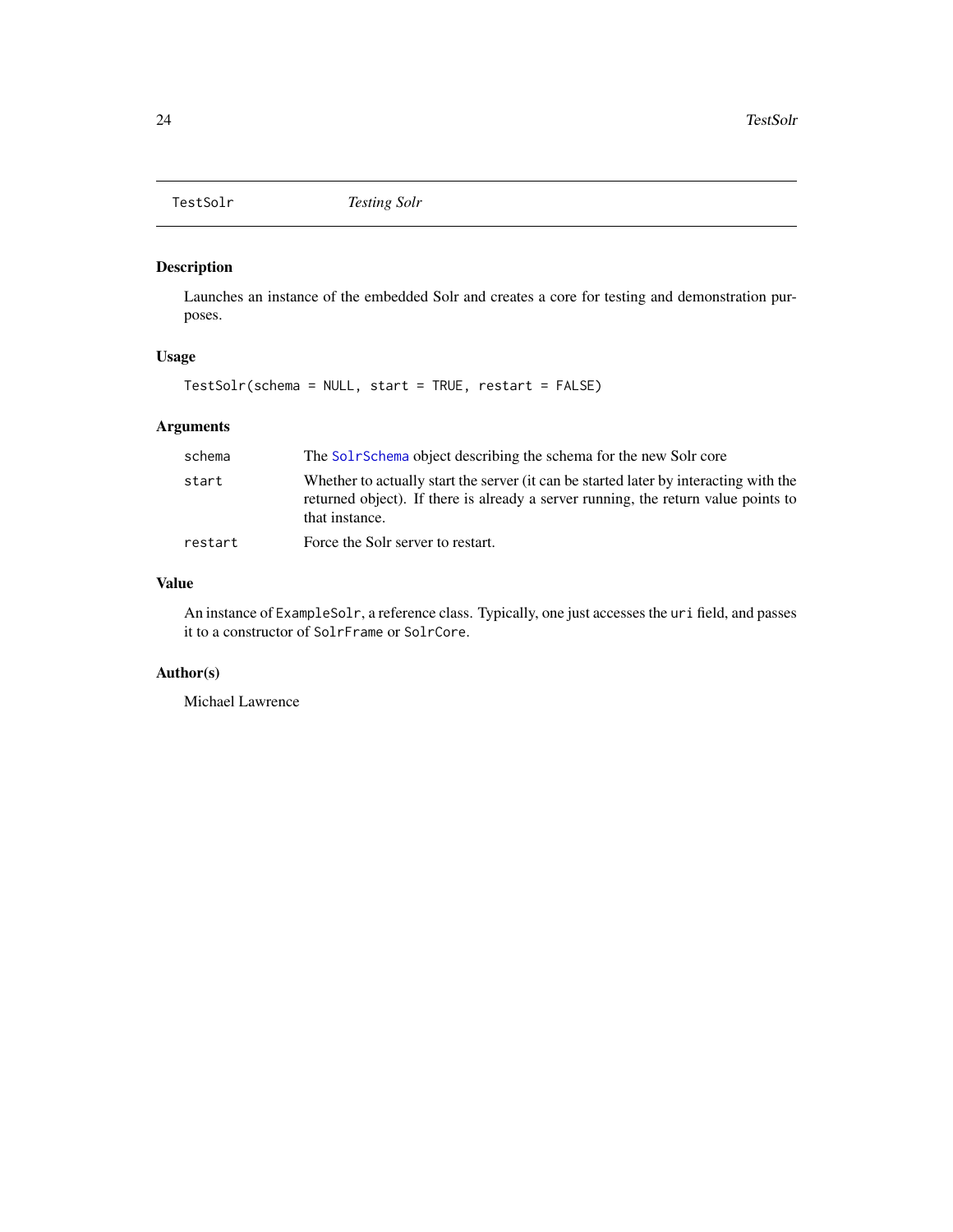# TestSolr — *Testing Solr*

## Description

Launches an instance of the embedded Solr and creates a core for testing and demonstration purposes.

## Usage

```
TestSolr(schema = NULL, start = TRUE, restart = FALSE)
```

## Arguments

| Argument | Description |
| --- | --- |
| `schema` | The `SolrSchema` object describing the schema for the new Solr core |
| `start` | Whether to actually start the server (it can be started later by interacting with the returned object). If there is already a server running, the return value points to that instance. |
| `restart` | Force the Solr server to restart. |

## Value

An instance of `ExampleSolr`, a reference class. Typically, one just accesses the `uri` field, and passes it to a constructor of `SolrFrame` or `SolrCore`.

## Author(s)

Michael Lawrence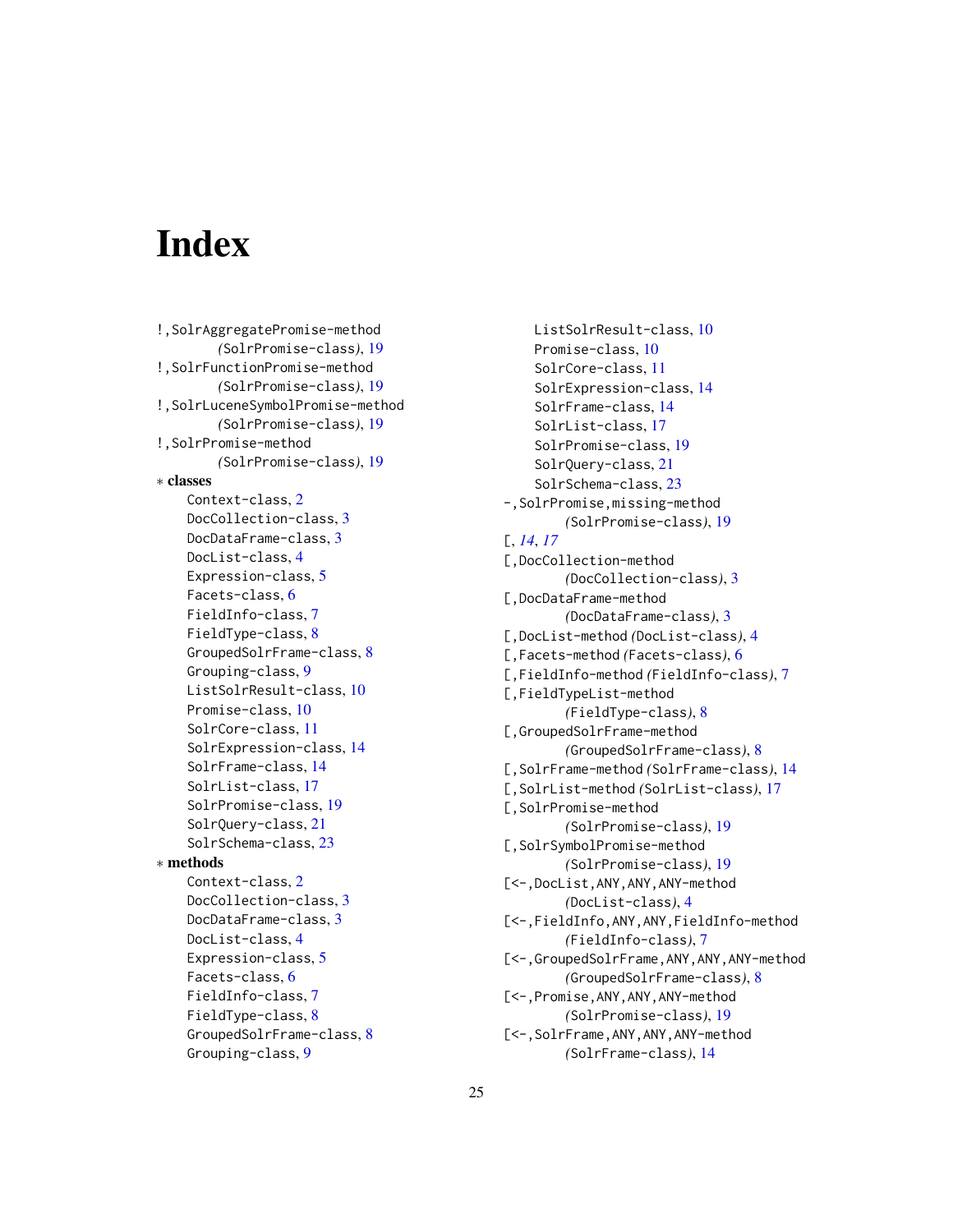# Index

!,SolrAggregatePromise-method
    (SolrPromise-class), 19
!,SolrFunctionPromise-method
    (SolrPromise-class), 19
!,SolrLuceneSymbolPromise-method
    (SolrPromise-class), 19
!,SolrPromise-method
    (SolrPromise-class), 19

∗ **classes**

- Context-class, 2
- DocCollection-class, 3
- DocDataFrame-class, 3
- DocList-class, 4
- Expression-class, 5
- Facets-class, 6
- FieldInfo-class, 7
- FieldType-class, 8
- GroupedSolrFrame-class, 8
- Grouping-class, 9
- ListSolrResult-class, 10
- Promise-class, 10
- SolrCore-class, 11
- SolrExpression-class, 14
- SolrFrame-class, 14
- SolrList-class, 17
- SolrPromise-class, 19
- SolrQuery-class, 21
- SolrSchema-class, 23

∗ **methods**

- Context-class, 2
- DocCollection-class, 3
- DocDataFrame-class, 3
- DocList-class, 4
- Expression-class, 5
- Facets-class, 6
- FieldInfo-class, 7
- FieldType-class, 8
- GroupedSolrFrame-class, 8
- Grouping-class, 9
- ListSolrResult-class, 10
- Promise-class, 10
- SolrCore-class, 11
- SolrExpression-class, 14
- SolrFrame-class, 14
- SolrList-class, 17
- SolrPromise-class, 19
- SolrQuery-class, 21
- SolrSchema-class, 23

-,SolrPromise,missing-method
    (SolrPromise-class), 19
[, *14*, *17*
[,DocCollection-method
    (DocCollection-class), 3
[,DocDataFrame-method
    (DocDataFrame-class), 3
[,DocList-method (DocList-class), 4
[,Facets-method (Facets-class), 6
[,FieldInfo-method (FieldInfo-class), 7
[,FieldTypeList-method
    (FieldType-class), 8
[,GroupedSolrFrame-method
    (GroupedSolrFrame-class), 8
[,SolrFrame-method (SolrFrame-class), 14
[,SolrList-method (SolrList-class), 17
[,SolrPromise-method
    (SolrPromise-class), 19
[,SolrSymbolPromise-method
    (SolrPromise-class), 19
[<-,DocList,ANY,ANY,ANY-method
    (DocList-class), 4
[<-,FieldInfo,ANY,ANY,FieldInfo-method
    (FieldInfo-class), 7
[<-,GroupedSolrFrame,ANY,ANY,ANY-method
    (GroupedSolrFrame-class), 8
[<-,Promise,ANY,ANY,ANY-method
    (SolrPromise-class), 19
[<-,SolrFrame,ANY,ANY,ANY-method
    (SolrFrame-class), 14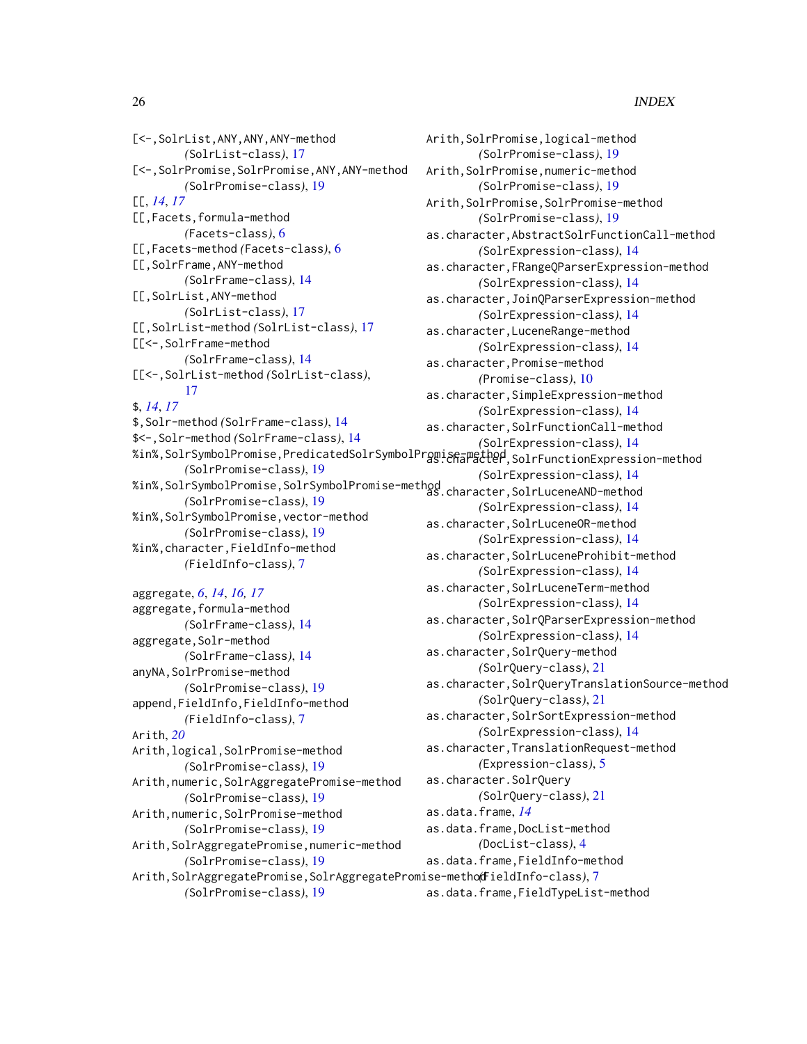[<-,SolrList,ANY,ANY,ANY-method
        (SolrList-class), 17
[<-,SolrPromise,SolrPromise,ANY,ANY-method
        (SolrPromise-class), 19
[[, *14*, *17*
[[,Facets,formula-method
        (Facets-class), 6
[[,Facets-method (Facets-class), 6
[[,SolrFrame,ANY-method
        (SolrFrame-class), 14
[[,SolrList,ANY-method
        (SolrList-class), 17
[[,SolrList-method (SolrList-class), 17
[[<-,SolrFrame-method
        (SolrFrame-class), 14
[[<-,SolrList-method (SolrList-class),
        17
$, *14*, *17*
$,Solr-method (SolrFrame-class), 14
$<-,Solr-method (SolrFrame-class), 14
%in%,SolrSymbolPromise,PredicatedSolrSymbolPromise-method
        (SolrPromise-class), 19
%in%,SolrSymbolPromise,SolrSymbolPromise-method
        (SolrPromise-class), 19
%in%,SolrSymbolPromise,vector-method
        (SolrPromise-class), 19
%in%,character,FieldInfo-method
        (FieldInfo-class), 7

aggregate, *6*, *14*, *16*, *17*
aggregate,formula-method
        (SolrFrame-class), 14
aggregate,Solr-method
        (SolrFrame-class), 14
anyNA,SolrPromise-method
        (SolrPromise-class), 19
append,FieldInfo,FieldInfo-method
        (FieldInfo-class), 7
Arith, *20*
Arith,logical,SolrPromise-method
        (SolrPromise-class), 19
Arith,numeric,SolrAggregatePromise-method
        (SolrPromise-class), 19
Arith,numeric,SolrPromise-method
        (SolrPromise-class), 19
Arith,SolrAggregatePromise,numeric-method
        (SolrPromise-class), 19
Arith,SolrAggregatePromise,SolrAggregatePromise-method
        (SolrPromise-class), 19
Arith,SolrPromise,logical-method
        (SolrPromise-class), 19
Arith,SolrPromise,numeric-method
        (SolrPromise-class), 19
Arith,SolrPromise,SolrPromise-method
        (SolrPromise-class), 19
as.character,AbstractSolrFunctionCall-method
        (SolrExpression-class), 14
as.character,FRangeQParserExpression-method
        (SolrExpression-class), 14
as.character,JoinQParserExpression-method
        (SolrExpression-class), 14
as.character,LuceneRange-method
        (SolrExpression-class), 14
as.character,Promise-method
        (Promise-class), 10
as.character,SimpleExpression-method
        (SolrExpression-class), 14
as.character,SolrFunctionCall-method
        (SolrExpression-class), 14
as.character,SolrFunctionExpression-method
        (SolrExpression-class), 14
as.character,SolrLuceneAND-method
        (SolrExpression-class), 14
as.character,SolrLuceneOR-method
        (SolrExpression-class), 14
as.character,SolrLuceneProhibit-method
        (SolrExpression-class), 14
as.character,SolrLuceneTerm-method
        (SolrExpression-class), 14
as.character,SolrQParserExpression-method
        (SolrExpression-class), 14
as.character,SolrQuery-method
        (SolrQuery-class), 21
as.character,SolrQueryTranslationSource-method
        (SolrQuery-class), 21
as.character,SolrSortExpression-method
        (SolrExpression-class), 14
as.character,TranslationRequest-method
        (Expression-class), 5
as.character.SolrQuery
        (SolrQuery-class), 21
as.data.frame, *14*
as.data.frame,DocList-method
        (DocList-class), 4
as.data.frame,FieldInfo-method
        (FieldInfo-class), 7
as.data.frame,FieldTypeList-method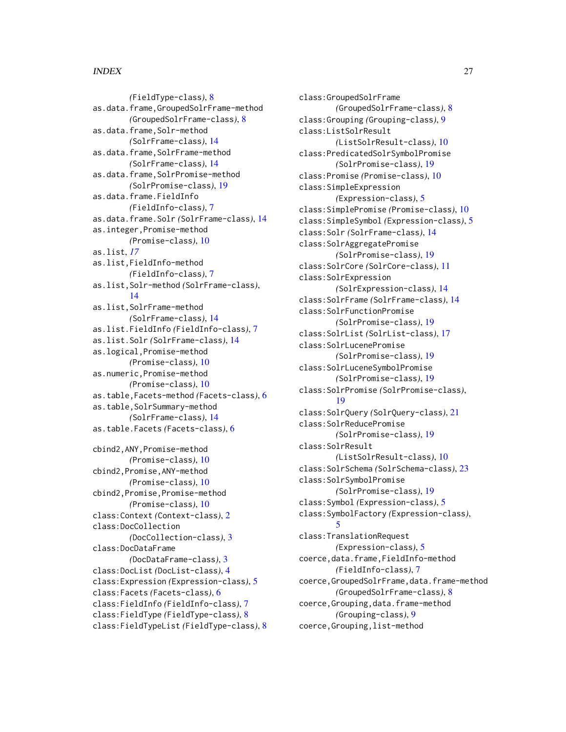(FieldType-class), 8
as.data.frame,GroupedSolrFrame-method
(GroupedSolrFrame-class), 8
as.data.frame,Solr-method
(SolrFrame-class), 14
as.data.frame,SolrFrame-method
(SolrFrame-class), 14
as.data.frame,SolrPromise-method
(SolrPromise-class), 19
as.data.frame.FieldInfo
(FieldInfo-class), 7
as.data.frame.Solr (SolrFrame-class), 14
as.integer,Promise-method
(Promise-class), 10
as.list, *17*
as.list,FieldInfo-method
(FieldInfo-class), 7
as.list,Solr-method (SolrFrame-class),
14
as.list,SolrFrame-method
(SolrFrame-class), 14
as.list.FieldInfo (FieldInfo-class), 7
as.list.Solr (SolrFrame-class), 14
as.logical,Promise-method
(Promise-class), 10
as.numeric,Promise-method
(Promise-class), 10
as.table,Facets-method (Facets-class), 6
as.table,SolrSummary-method
(SolrFrame-class), 14
as.table.Facets (Facets-class), 6

cbind2,ANY,Promise-method
(Promise-class), 10
cbind2,Promise,ANY-method
(Promise-class), 10
cbind2,Promise,Promise-method
(Promise-class), 10
class:Context (Context-class), 2
class:DocCollection
(DocCollection-class), 3
class:DocDataFrame
(DocDataFrame-class), 3
class:DocList (DocList-class), 4
class:Expression (Expression-class), 5
class:Facets (Facets-class), 6
class:FieldInfo (FieldInfo-class), 7
class:FieldType (FieldType-class), 8
class:FieldTypeList (FieldType-class), 8
class:GroupedSolrFrame
(GroupedSolrFrame-class), 8
class:Grouping (Grouping-class), 9
class:ListSolrResult
(ListSolrResult-class), 10
class:PredicatedSolrSymbolPromise
(SolrPromise-class), 19
class:Promise (Promise-class), 10
class:SimpleExpression
(Expression-class), 5
class:SimplePromise (Promise-class), 10
class:SimpleSymbol (Expression-class), 5
class:Solr (SolrFrame-class), 14
class:SolrAggregatePromise
(SolrPromise-class), 19
class:SolrCore (SolrCore-class), 11
class:SolrExpression
(SolrExpression-class), 14
class:SolrFrame (SolrFrame-class), 14
class:SolrFunctionPromise
(SolrPromise-class), 19
class:SolrList (SolrList-class), 17
class:SolrLucenePromise
(SolrPromise-class), 19
class:SolrLuceneSymbolPromise
(SolrPromise-class), 19
class:SolrPromise (SolrPromise-class),
19
class:SolrQuery (SolrQuery-class), 21
class:SolrReducePromise
(SolrPromise-class), 19
class:SolrResult
(ListSolrResult-class), 10
class:SolrSchema (SolrSchema-class), 23
class:SolrSymbolPromise
(SolrPromise-class), 19
class:Symbol (Expression-class), 5
class:SymbolFactory (Expression-class),
5
class:TranslationRequest
(Expression-class), 5
coerce,data.frame,FieldInfo-method
(FieldInfo-class), 7
coerce,GroupedSolrFrame,data.frame-method
(GroupedSolrFrame-class), 8
coerce,Grouping,data.frame-method
(Grouping-class), 9
coerce,Grouping,list-method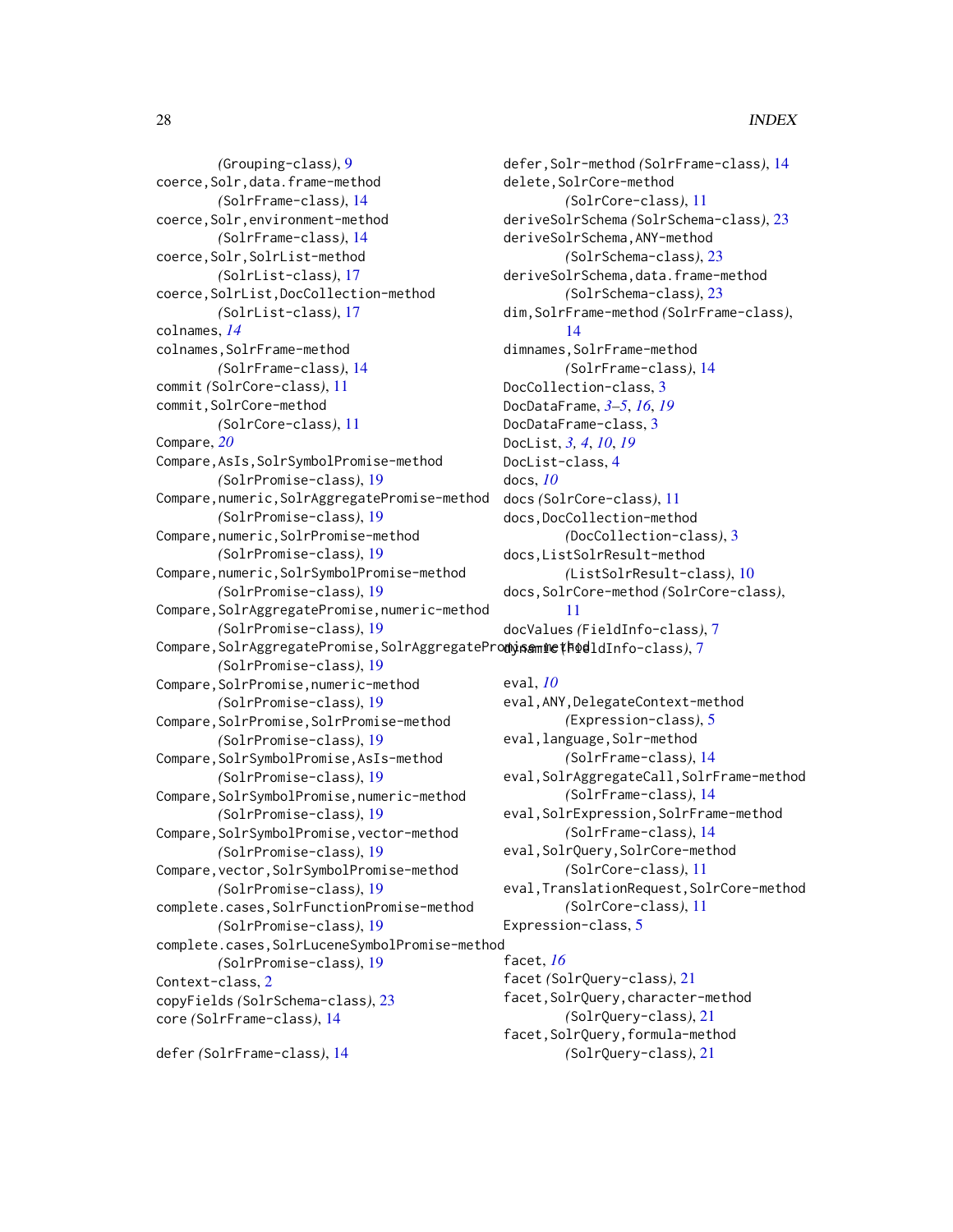(Grouping-class), 9
coerce,Solr,data.frame-method (SolrFrame-class), 14
coerce,Solr,environment-method (SolrFrame-class), 14
coerce,Solr,SolrList-method (SolrList-class), 17
coerce,SolrList,DocCollection-method (SolrList-class), 17
colnames, *14*
colnames,SolrFrame-method (SolrFrame-class), 14
commit (SolrCore-class), 11
commit,SolrCore-method (SolrCore-class), 11
Compare, *20*
Compare,AsIs,SolrSymbolPromise-method (SolrPromise-class), 19
Compare,numeric,SolrAggregatePromise-method (SolrPromise-class), 19
Compare,numeric,SolrPromise-method (SolrPromise-class), 19
Compare,numeric,SolrSymbolPromise-method (SolrPromise-class), 19
Compare,SolrAggregatePromise,numeric-method (SolrPromise-class), 19
Compare,SolrAggregatePromise,SolrAggregatePromise-method (SolrPromise-class), 19
Compare,SolrPromise,numeric-method (SolrPromise-class), 19
Compare,SolrPromise,SolrPromise-method (SolrPromise-class), 19
Compare,SolrSymbolPromise,AsIs-method (SolrPromise-class), 19
Compare,SolrSymbolPromise,numeric-method (SolrPromise-class), 19
Compare,SolrSymbolPromise,vector-method (SolrPromise-class), 19
Compare,vector,SolrSymbolPromise-method (SolrPromise-class), 19
complete.cases,SolrFunctionPromise-method (SolrPromise-class), 19
complete.cases,SolrLuceneSymbolPromise-method (SolrPromise-class), 19
Context-class, 2
copyFields (SolrSchema-class), 23
core (SolrFrame-class), 14

defer (SolrFrame-class), 14
defer,Solr-method (SolrFrame-class), 14
delete,SolrCore-method (SolrCore-class), 11
deriveSolrSchema (SolrSchema-class), 23
deriveSolrSchema,ANY-method (SolrSchema-class), 23
deriveSolrSchema,data.frame-method (SolrSchema-class), 23
dim,SolrFrame-method (SolrFrame-class), 14
dimnames,SolrFrame-method (SolrFrame-class), 14
DocCollection-class, 3
DocDataFrame, *3–5*, *16*, *19*
DocDataFrame-class, 3
DocList, *3, 4*, *10*, *19*
DocList-class, 4
docs, *10*
docs (SolrCore-class), 11
docs,DocCollection-method (DocCollection-class), 3
docs,ListSolrResult-method (ListSolrResult-class), 10
docs,SolrCore-method (SolrCore-class), 11
docValues (FieldInfo-class), 7
dynamic (FieldInfo-class), 7

eval, *10*
eval,ANY,DelegateContext-method (Expression-class), 5
eval,language,Solr-method (SolrFrame-class), 14
eval,SolrAggregateCall,SolrFrame-method (SolrFrame-class), 14
eval,SolrExpression,SolrFrame-method (SolrFrame-class), 14
eval,SolrQuery,SolrCore-method (SolrCore-class), 11
eval,TranslationRequest,SolrCore-method (SolrCore-class), 11
Expression-class, 5

facet, *16*
facet (SolrQuery-class), 21
facet,SolrQuery,character-method (SolrQuery-class), 21
facet,SolrQuery,formula-method (SolrQuery-class), 21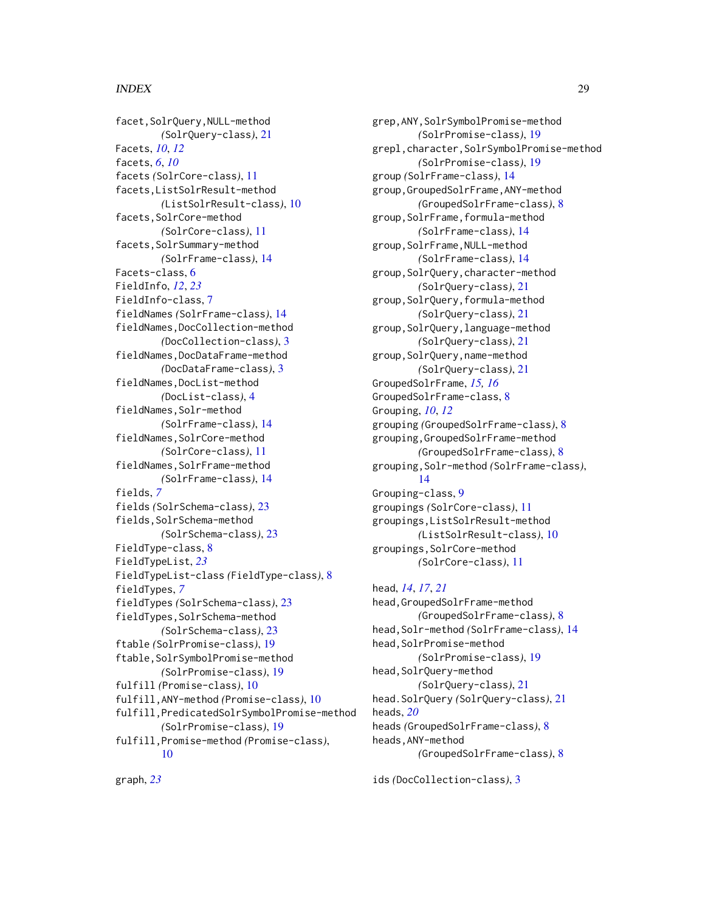facet,SolrQuery,NULL-method *(SolrQuery-class)*, 21
Facets, *10*, *12*
facets, *6*, *10*
facets *(SolrCore-class)*, 11
facets,ListSolrResult-method *(ListSolrResult-class)*, 10
facets,SolrCore-method *(SolrCore-class)*, 11
facets,SolrSummary-method *(SolrFrame-class)*, 14
Facets-class, 6
FieldInfo, *12*, *23*
FieldInfo-class, 7
fieldNames *(SolrFrame-class)*, 14
fieldNames,DocCollection-method *(DocCollection-class)*, 3
fieldNames,DocDataFrame-method *(DocDataFrame-class)*, 3
fieldNames,DocList-method *(DocList-class)*, 4
fieldNames,Solr-method *(SolrFrame-class)*, 14
fieldNames,SolrCore-method *(SolrCore-class)*, 11
fieldNames,SolrFrame-method *(SolrFrame-class)*, 14
fields, *7*
fields *(SolrSchema-class)*, 23
fields,SolrSchema-method *(SolrSchema-class)*, 23
FieldType-class, 8
FieldTypeList, *23*
FieldTypeList-class *(FieldType-class)*, 8
fieldTypes, *7*
fieldTypes *(SolrSchema-class)*, 23
fieldTypes,SolrSchema-method *(SolrSchema-class)*, 23
ftable *(SolrPromise-class)*, 19
ftable,SolrSymbolPromise-method *(SolrPromise-class)*, 19
fulfill *(Promise-class)*, 10
fulfill,ANY-method *(Promise-class)*, 10
fulfill,PredicatedSolrSymbolPromise-method *(SolrPromise-class)*, 19
fulfill,Promise-method *(Promise-class)*, 10

graph, *23*
grep,ANY,SolrSymbolPromise-method *(SolrPromise-class)*, 19
grepl,character,SolrSymbolPromise-method *(SolrPromise-class)*, 19
group *(SolrFrame-class)*, 14
group,GroupedSolrFrame,ANY-method *(GroupedSolrFrame-class)*, 8
group,SolrFrame,formula-method *(SolrFrame-class)*, 14
group,SolrFrame,NULL-method *(SolrFrame-class)*, 14
group,SolrQuery,character-method *(SolrQuery-class)*, 21
group,SolrQuery,formula-method *(SolrQuery-class)*, 21
group,SolrQuery,language-method *(SolrQuery-class)*, 21
group,SolrQuery,name-method *(SolrQuery-class)*, 21
GroupedSolrFrame, *15*, *16*
GroupedSolrFrame-class, 8
Grouping, *10*, *12*
grouping *(GroupedSolrFrame-class)*, 8
grouping,GroupedSolrFrame-method *(GroupedSolrFrame-class)*, 8
grouping,Solr-method *(SolrFrame-class)*, 14
Grouping-class, 9
groupings *(SolrCore-class)*, 11
groupings,ListSolrResult-method *(ListSolrResult-class)*, 10
groupings,SolrCore-method *(SolrCore-class)*, 11

head, *14*, *17*, *21*
head,GroupedSolrFrame-method *(GroupedSolrFrame-class)*, 8
head,Solr-method *(SolrFrame-class)*, 14
head,SolrPromise-method *(SolrPromise-class)*, 19
head,SolrQuery-method *(SolrQuery-class)*, 21
head.SolrQuery *(SolrQuery-class)*, 21
heads, *20*
heads *(GroupedSolrFrame-class)*, 8
heads,ANY-method *(GroupedSolrFrame-class)*, 8

ids *(DocCollection-class)*, 3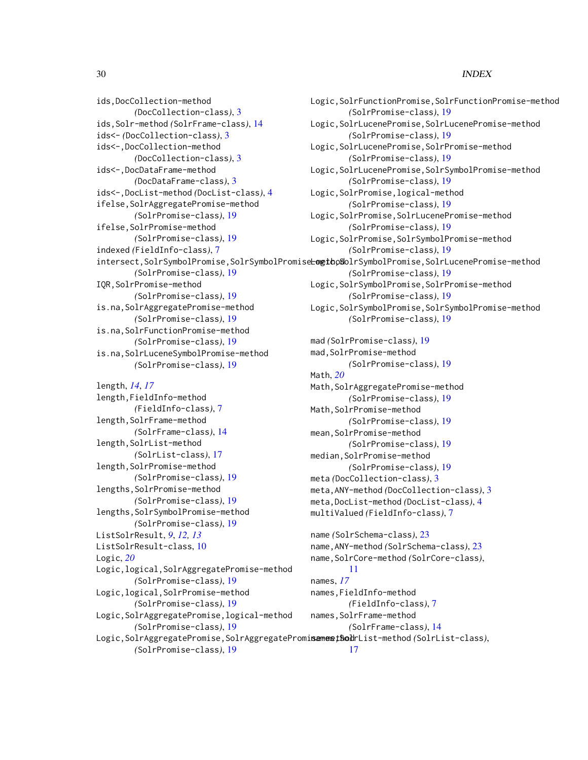ids,DocCollection-method (DocCollection-class), 3
ids,Solr-method (SolrFrame-class), 14
ids<- (DocCollection-class), 3
ids<-,DocCollection-method (DocCollection-class), 3
ids<-,DocDataFrame-method (DocDataFrame-class), 3
ids<-,DocList-method (DocList-class), 4
ifelse,SolrAggregatePromise-method (SolrPromise-class), 19
ifelse,SolrPromise-method (SolrPromise-class), 19
indexed (FieldInfo-class), 7
intersect,SolrSymbolPromise,SolrSymbolPromise-method (SolrPromise-class), 19
IQR,SolrPromise-method (SolrPromise-class), 19
is.na,SolrAggregatePromise-method (SolrPromise-class), 19
is.na,SolrFunctionPromise-method (SolrPromise-class), 19
is.na,SolrLuceneSymbolPromise-method (SolrPromise-class), 19

length, *14*, *17*
length,FieldInfo-method (FieldInfo-class), 7
length,SolrFrame-method (SolrFrame-class), 14
length,SolrList-method (SolrList-class), 17
length,SolrPromise-method (SolrPromise-class), 19
lengths,SolrPromise-method (SolrPromise-class), 19
lengths,SolrSymbolPromise-method (SolrPromise-class), 19
ListSolrResult, *9*, *12, 13*
ListSolrResult-class, 10
Logic, *20*
Logic,logical,SolrAggregatePromise-method (SolrPromise-class), 19
Logic,logical,SolrPromise-method (SolrPromise-class), 19
Logic,SolrAggregatePromise,logical-method (SolrPromise-class), 19
Logic,SolrAggregatePromise,SolrAggregatePromise-method (SolrPromise-class), 19
Logic,SolrFunctionPromise,SolrFunctionPromise-method (SolrPromise-class), 19
Logic,SolrLucenePromise,SolrLucenePromise-method (SolrPromise-class), 19
Logic,SolrLucenePromise,SolrPromise-method (SolrPromise-class), 19
Logic,SolrLucenePromise,SolrSymbolPromise-method (SolrPromise-class), 19
Logic,SolrPromise,logical-method (SolrPromise-class), 19
Logic,SolrPromise,SolrLucenePromise-method (SolrPromise-class), 19
Logic,SolrPromise,SolrSymbolPromise-method (SolrPromise-class), 19
Logic,SolrSymbolPromise,SolrLucenePromise-method (SolrPromise-class), 19
Logic,SolrSymbolPromise,SolrPromise-method (SolrPromise-class), 19
Logic,SolrSymbolPromise,SolrSymbolPromise-method (SolrPromise-class), 19

mad (SolrPromise-class), 19
mad,SolrPromise-method (SolrPromise-class), 19
Math, *20*
Math,SolrAggregatePromise-method (SolrPromise-class), 19
Math,SolrPromise-method (SolrPromise-class), 19
mean,SolrPromise-method (SolrPromise-class), 19
median,SolrPromise-method (SolrPromise-class), 19
meta (DocCollection-class), 3
meta,ANY-method (DocCollection-class), 3
meta,DocList-method (DocList-class), 4
multiValued (FieldInfo-class), 7

name (SolrSchema-class), 23
name,ANY-method (SolrSchema-class), 23
name,SolrCore-method (SolrCore-class), 11
names, *17*
names,FieldInfo-method (FieldInfo-class), 7
names,SolrFrame-method (SolrFrame-class), 14
names,SolrList-method (SolrList-class), 17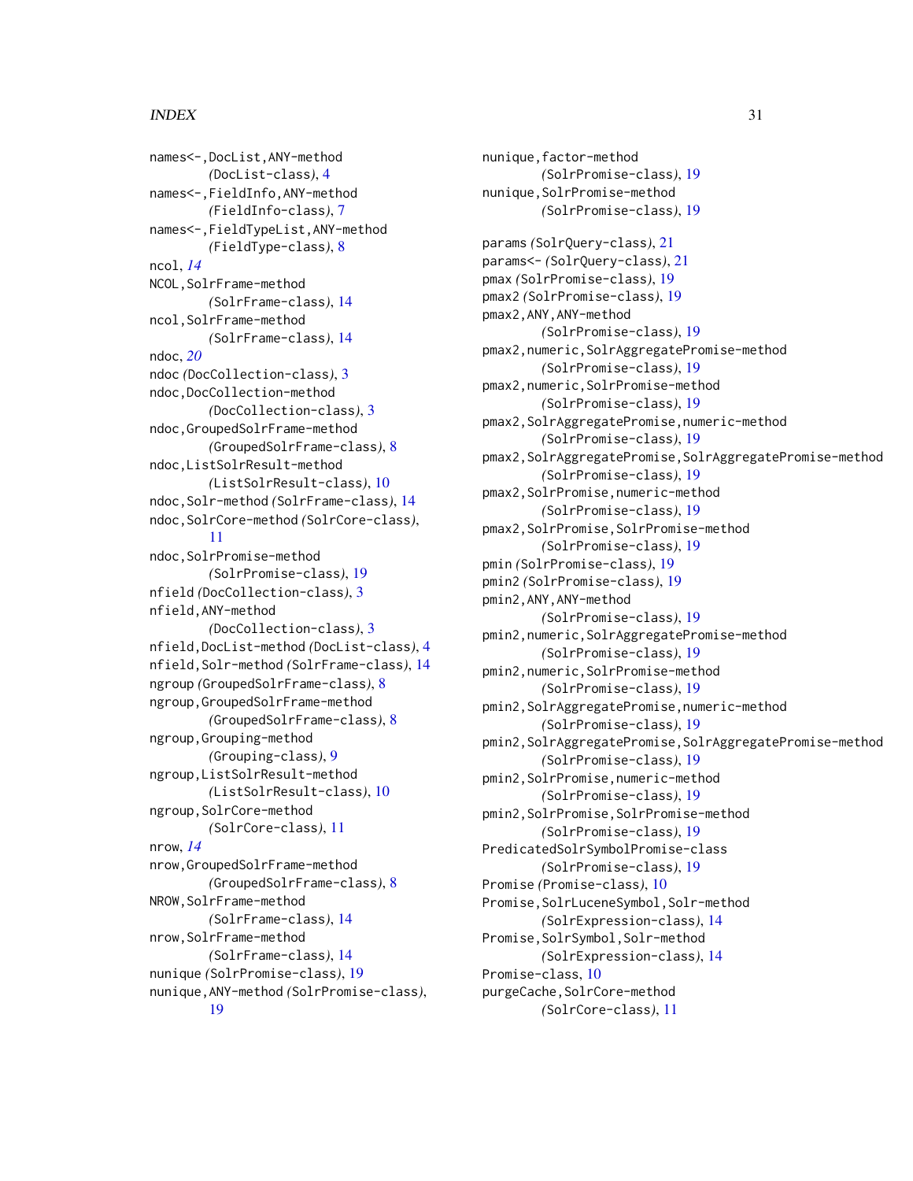names<-,DocList,ANY-method (DocList-class), 4
names<-,FieldInfo,ANY-method (FieldInfo-class), 7
names<-,FieldTypeList,ANY-method (FieldType-class), 8
ncol, *14*
NCOL,SolrFrame-method (SolrFrame-class), 14
ncol,SolrFrame-method (SolrFrame-class), 14
ndoc, *20*
ndoc (DocCollection-class), 3
ndoc,DocCollection-method (DocCollection-class), 3
ndoc,GroupedSolrFrame-method (GroupedSolrFrame-class), 8
ndoc,ListSolrResult-method (ListSolrResult-class), 10
ndoc,Solr-method (SolrFrame-class), 14
ndoc,SolrCore-method (SolrCore-class), 11
ndoc,SolrPromise-method (SolrPromise-class), 19
nfield (DocCollection-class), 3
nfield,ANY-method (DocCollection-class), 3
nfield,DocList-method (DocList-class), 4
nfield,Solr-method (SolrFrame-class), 14
ngroup (GroupedSolrFrame-class), 8
ngroup,GroupedSolrFrame-method (GroupedSolrFrame-class), 8
ngroup,Grouping-method (Grouping-class), 9
ngroup,ListSolrResult-method (ListSolrResult-class), 10
ngroup,SolrCore-method (SolrCore-class), 11
nrow, *14*
nrow,GroupedSolrFrame-method (GroupedSolrFrame-class), 8
NROW,SolrFrame-method (SolrFrame-class), 14
nrow,SolrFrame-method (SolrFrame-class), 14
nunique (SolrPromise-class), 19
nunique,ANY-method (SolrPromise-class), 19
nunique,factor-method (SolrPromise-class), 19
nunique,SolrPromise-method (SolrPromise-class), 19

params (SolrQuery-class), 21
params<- (SolrQuery-class), 21
pmax (SolrPromise-class), 19
pmax2 (SolrPromise-class), 19
pmax2,ANY,ANY-method (SolrPromise-class), 19
pmax2,numeric,SolrAggregatePromise-method (SolrPromise-class), 19
pmax2,numeric,SolrPromise-method (SolrPromise-class), 19
pmax2,SolrAggregatePromise,numeric-method (SolrPromise-class), 19
pmax2,SolrAggregatePromise,SolrAggregatePromise-method (SolrPromise-class), 19
pmax2,SolrPromise,numeric-method (SolrPromise-class), 19
pmax2,SolrPromise,SolrPromise-method (SolrPromise-class), 19
pmin (SolrPromise-class), 19
pmin2 (SolrPromise-class), 19
pmin2,ANY,ANY-method (SolrPromise-class), 19
pmin2,numeric,SolrAggregatePromise-method (SolrPromise-class), 19
pmin2,numeric,SolrPromise-method (SolrPromise-class), 19
pmin2,SolrAggregatePromise,numeric-method (SolrPromise-class), 19
pmin2,SolrAggregatePromise,SolrAggregatePromise-method (SolrPromise-class), 19
pmin2,SolrPromise,numeric-method (SolrPromise-class), 19
pmin2,SolrPromise,SolrPromise-method (SolrPromise-class), 19
PredicatedSolrSymbolPromise-class (SolrPromise-class), 19
Promise (Promise-class), 10
Promise,SolrLuceneSymbol,Solr-method (SolrExpression-class), 14
Promise,SolrSymbol,Solr-method (SolrExpression-class), 14
Promise-class, 10
purgeCache,SolrCore-method (SolrCore-class), 11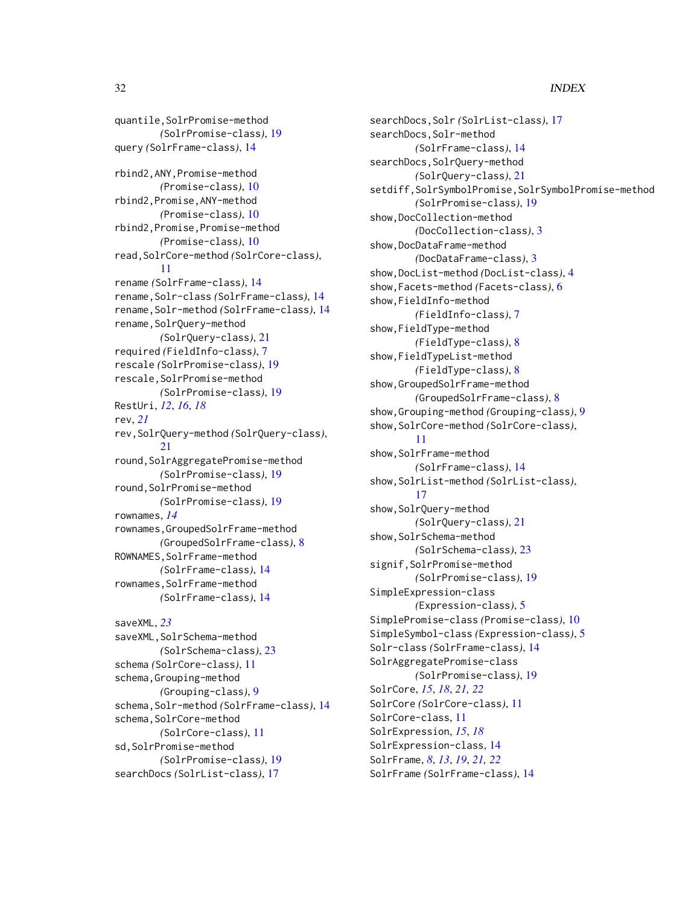quantile,SolrPromise-method
  *(SolrPromise-class)*, 19
query *(SolrFrame-class)*, 14

rbind2,ANY,Promise-method
  *(Promise-class)*, 10
rbind2,Promise,ANY-method
  *(Promise-class)*, 10
rbind2,Promise,Promise-method
  *(Promise-class)*, 10
read,SolrCore-method *(SolrCore-class)*,
  11
rename *(SolrFrame-class)*, 14
rename,Solr-class *(SolrFrame-class)*, 14
rename,Solr-method *(SolrFrame-class)*, 14
rename,SolrQuery-method
  *(SolrQuery-class)*, 21
required *(FieldInfo-class)*, 7
rescale *(SolrPromise-class)*, 19
rescale,SolrPromise-method
  *(SolrPromise-class)*, 19
RestUri, *12*, *16*, *18*
rev, *21*
rev,SolrQuery-method *(SolrQuery-class)*,
  21
round,SolrAggregatePromise-method
  *(SolrPromise-class)*, 19
round,SolrPromise-method
  *(SolrPromise-class)*, 19
rownames, *14*
rownames,GroupedSolrFrame-method
  *(GroupedSolrFrame-class)*, 8
ROWNAMES,SolrFrame-method
  *(SolrFrame-class)*, 14
rownames,SolrFrame-method
  *(SolrFrame-class)*, 14

saveXML, *23*
saveXML,SolrSchema-method
  *(SolrSchema-class)*, 23
schema *(SolrCore-class)*, 11
schema,Grouping-method
  *(Grouping-class)*, 9
schema,Solr-method *(SolrFrame-class)*, 14
schema,SolrCore-method
  *(SolrCore-class)*, 11
sd,SolrPromise-method
  *(SolrPromise-class)*, 19
searchDocs *(SolrList-class)*, 17
searchDocs,Solr *(SolrList-class)*, 17
searchDocs,Solr-method
  *(SolrFrame-class)*, 14
searchDocs,SolrQuery-method
  *(SolrQuery-class)*, 21
setdiff,SolrSymbolPromise,SolrSymbolPromise-method
  *(SolrPromise-class)*, 19
show,DocCollection-method
  *(DocCollection-class)*, 3
show,DocDataFrame-method
  *(DocDataFrame-class)*, 3
show,DocList-method *(DocList-class)*, 4
show,Facets-method *(Facets-class)*, 6
show,FieldInfo-method
  *(FieldInfo-class)*, 7
show,FieldType-method
  *(FieldType-class)*, 8
show,FieldTypeList-method
  *(FieldType-class)*, 8
show,GroupedSolrFrame-method
  *(GroupedSolrFrame-class)*, 8
show,Grouping-method *(Grouping-class)*, 9
show,SolrCore-method *(SolrCore-class)*,
  11
show,SolrFrame-method
  *(SolrFrame-class)*, 14
show,SolrList-method *(SolrList-class)*,
  17
show,SolrQuery-method
  *(SolrQuery-class)*, 21
show,SolrSchema-method
  *(SolrSchema-class)*, 23
signif,SolrPromise-method
  *(SolrPromise-class)*, 19
SimpleExpression-class
  *(Expression-class)*, 5
SimplePromise-class *(Promise-class)*, 10
SimpleSymbol-class *(Expression-class)*, 5
Solr-class *(SolrFrame-class)*, 14
SolrAggregatePromise-class
  *(SolrPromise-class)*, 19
SolrCore, *15*, *18*, *21, 22*
SolrCore *(SolrCore-class)*, 11
SolrCore-class, 11
SolrExpression, *15*, *18*
SolrExpression-class, 14
SolrFrame, *8*, *13*, *19*, *21, 22*
SolrFrame *(SolrFrame-class)*, 14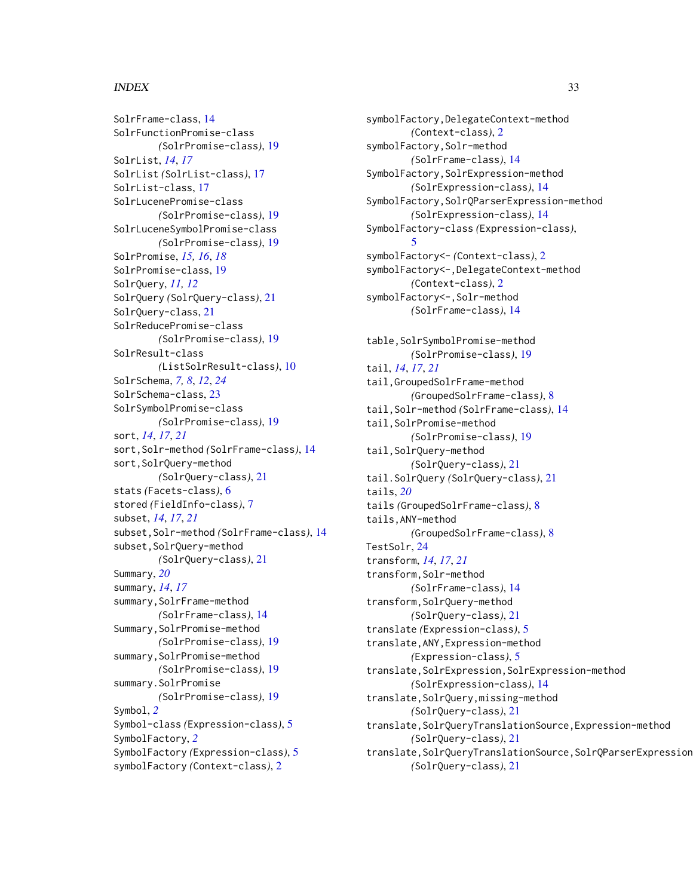SolrFrame-class, 14
SolrFunctionPromise-class *(SolrPromise-class)*, 19
SolrList, *14*, *17*
SolrList *(SolrList-class)*, 17
SolrList-class, 17
SolrLucenePromise-class *(SolrPromise-class)*, 19
SolrLuceneSymbolPromise-class *(SolrPromise-class)*, 19
SolrPromise, *15, 16*, *18*
SolrPromise-class, 19
SolrQuery, *11, 12*
SolrQuery *(SolrQuery-class)*, 21
SolrQuery-class, 21
SolrReducePromise-class *(SolrPromise-class)*, 19
SolrResult-class *(ListSolrResult-class)*, 10
SolrSchema, *7, 8*, *12*, *24*
SolrSchema-class, 23
SolrSymbolPromise-class *(SolrPromise-class)*, 19
sort, *14*, *17*, *21*
sort,Solr-method *(SolrFrame-class)*, 14
sort,SolrQuery-method *(SolrQuery-class)*, 21
stats *(Facets-class)*, 6
stored *(FieldInfo-class)*, 7
subset, *14*, *17*, *21*
subset,Solr-method *(SolrFrame-class)*, 14
subset,SolrQuery-method *(SolrQuery-class)*, 21
Summary, *20*
summary, *14*, *17*
summary,SolrFrame-method *(SolrFrame-class)*, 14
Summary,SolrPromise-method *(SolrPromise-class)*, 19
summary,SolrPromise-method *(SolrPromise-class)*, 19
summary.SolrPromise *(SolrPromise-class)*, 19
Symbol, *2*
Symbol-class *(Expression-class)*, 5
SymbolFactory, *2*
SymbolFactory *(Expression-class)*, 5
symbolFactory *(Context-class)*, 2
symbolFactory,DelegateContext-method *(Context-class)*, 2
symbolFactory,Solr-method *(SolrFrame-class)*, 14
SymbolFactory,SolrExpression-method *(SolrExpression-class)*, 14
SymbolFactory,SolrQParserExpression-method *(SolrExpression-class)*, 14
SymbolFactory-class *(Expression-class)*, 5
symbolFactory<- *(Context-class)*, 2
symbolFactory<-,DelegateContext-method *(Context-class)*, 2
symbolFactory<-,Solr-method *(SolrFrame-class)*, 14

table,SolrSymbolPromise-method *(SolrPromise-class)*, 19
tail, *14*, *17*, *21*
tail,GroupedSolrFrame-method *(GroupedSolrFrame-class)*, 8
tail,Solr-method *(SolrFrame-class)*, 14
tail,SolrPromise-method *(SolrPromise-class)*, 19
tail,SolrQuery-method *(SolrQuery-class)*, 21
tail.SolrQuery *(SolrQuery-class)*, 21
tails, *20*
tails *(GroupedSolrFrame-class)*, 8
tails,ANY-method *(GroupedSolrFrame-class)*, 8
TestSolr, 24
transform, *14*, *17*, *21*
transform,Solr-method *(SolrFrame-class)*, 14
transform,SolrQuery-method *(SolrQuery-class)*, 21
translate *(Expression-class)*, 5
translate,ANY,Expression-method *(Expression-class)*, 5
translate,SolrExpression,SolrExpression-method *(SolrExpression-class)*, 14
translate,SolrQuery,missing-method *(SolrQuery-class)*, 21
translate,SolrQueryTranslationSource,Expression-method *(SolrQuery-class)*, 21
translate,SolrQueryTranslationSource,SolrQParserExpression *(SolrQuery-class)*, 21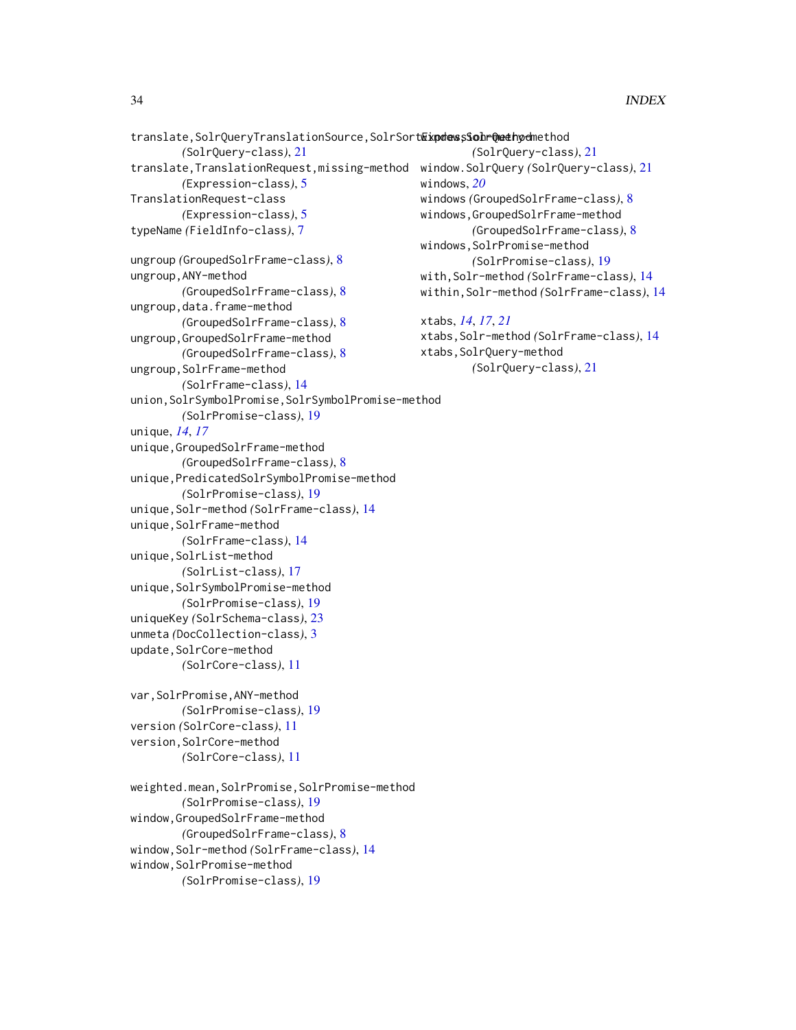translate,SolrQueryTranslationSource,SolrSortExpression,SolrQuery-method
*(SolrQuery-class)*, 21
translate,TranslationRequest,missing-method
*(Expression-class)*, 5
TranslationRequest-class
*(Expression-class)*, 5
typeName *(FieldInfo-class)*, 7

ungroup *(GroupedSolrFrame-class)*, 8
ungroup,ANY-method
*(GroupedSolrFrame-class)*, 8
ungroup,data.frame-method
*(GroupedSolrFrame-class)*, 8
ungroup,GroupedSolrFrame-method
*(GroupedSolrFrame-class)*, 8
ungroup,SolrFrame-method
*(SolrFrame-class)*, 14
union,SolrSymbolPromise,SolrSymbolPromise-method
*(SolrPromise-class)*, 19
unique, *14*, *17*
unique,GroupedSolrFrame-method
*(GroupedSolrFrame-class)*, 8
unique,PredicatedSolrSymbolPromise-method
*(SolrPromise-class)*, 19
unique,Solr-method *(SolrFrame-class)*, 14
unique,SolrFrame-method
*(SolrFrame-class)*, 14
unique,SolrList-method
*(SolrList-class)*, 17
unique,SolrSymbolPromise-method
*(SolrPromise-class)*, 19
uniqueKey *(SolrSchema-class)*, 23
unmeta *(DocCollection-class)*, 3
update,SolrCore-method
*(SolrCore-class)*, 11

var,SolrPromise,ANY-method
*(SolrPromise-class)*, 19
version *(SolrCore-class)*, 11
version,SolrCore-method
*(SolrCore-class)*, 11

weighted.mean,SolrPromise,SolrPromise-method
*(SolrPromise-class)*, 19
window,GroupedSolrFrame-method
*(GroupedSolrFrame-class)*, 8
window,Solr-method *(SolrFrame-class)*, 14
window,SolrPromise-method
*(SolrPromise-class)*, 19
window,SolrQuery-method
*(SolrQuery-class)*, 21
window.SolrQuery *(SolrQuery-class)*, 21
windows, *20*
windows *(GroupedSolrFrame-class)*, 8
windows,GroupedSolrFrame-method
*(GroupedSolrFrame-class)*, 8
windows,SolrPromise-method
*(SolrPromise-class)*, 19
with,Solr-method *(SolrFrame-class)*, 14
within,Solr-method *(SolrFrame-class)*, 14

xtabs, *14*, *17*, *21*
xtabs,Solr-method *(SolrFrame-class)*, 14
xtabs,SolrQuery-method
*(SolrQuery-class)*, 21